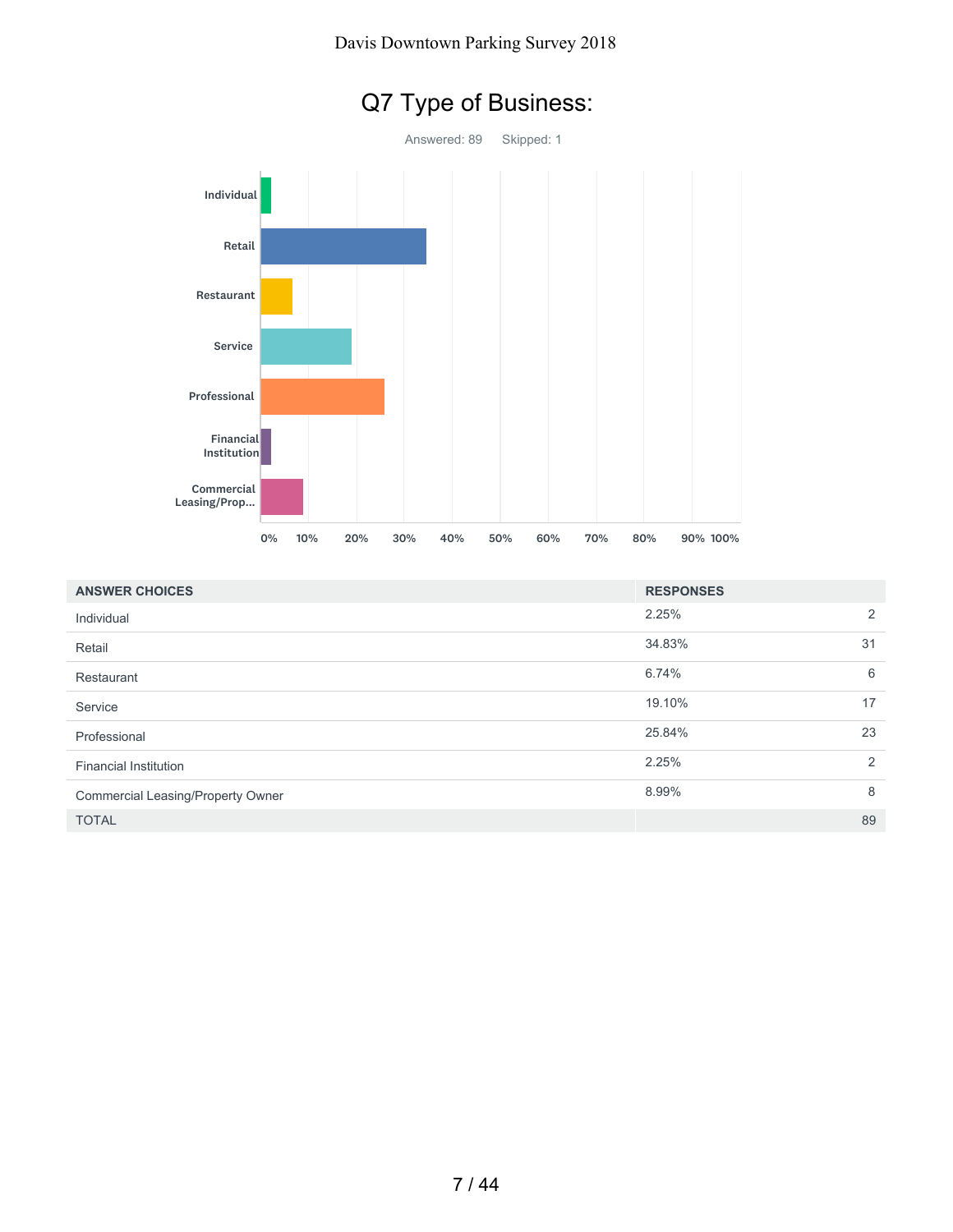# Q7 Type of Business:

Answered: 89 Skipped: 1

| ANSWER CHOICES | RESPONSES | |
|---|---|---|
| Individual | 2.25% | 2 |
| Retail | 34.83% | 31 |
| Restaurant | 6.74% | 6 |
| Service | 19.10% | 17 |
| Professional | 25.84% | 23 |
| Financial Institution | 2.25% | 2 |
| Commercial Leasing/Property Owner | 8.99% | 8 |
| TOTAL | | 89 |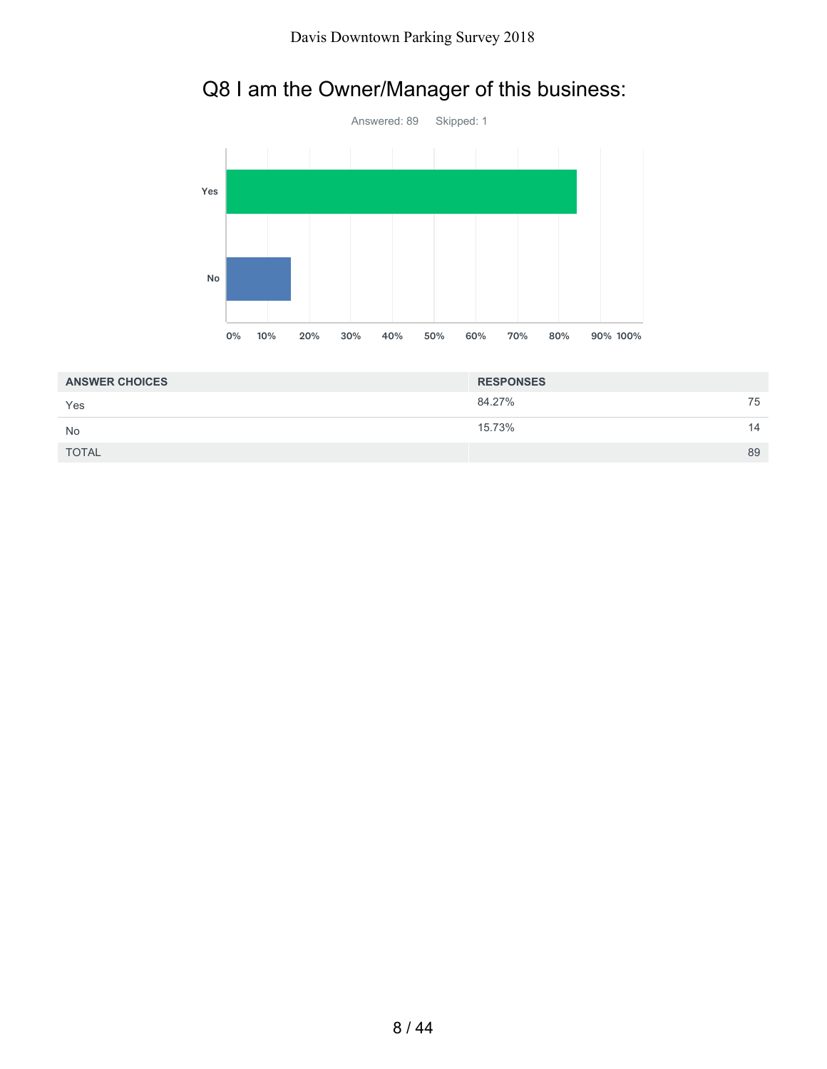# Q8 I am the Owner/Manager of this business:

Answered: 89    Skipped: 1

| ANSWER CHOICES | RESPONSES | |
|---|---|---|
| Yes | 84.27% | 75 |
| No | 15.73% | 14 |
| TOTAL | | 89 |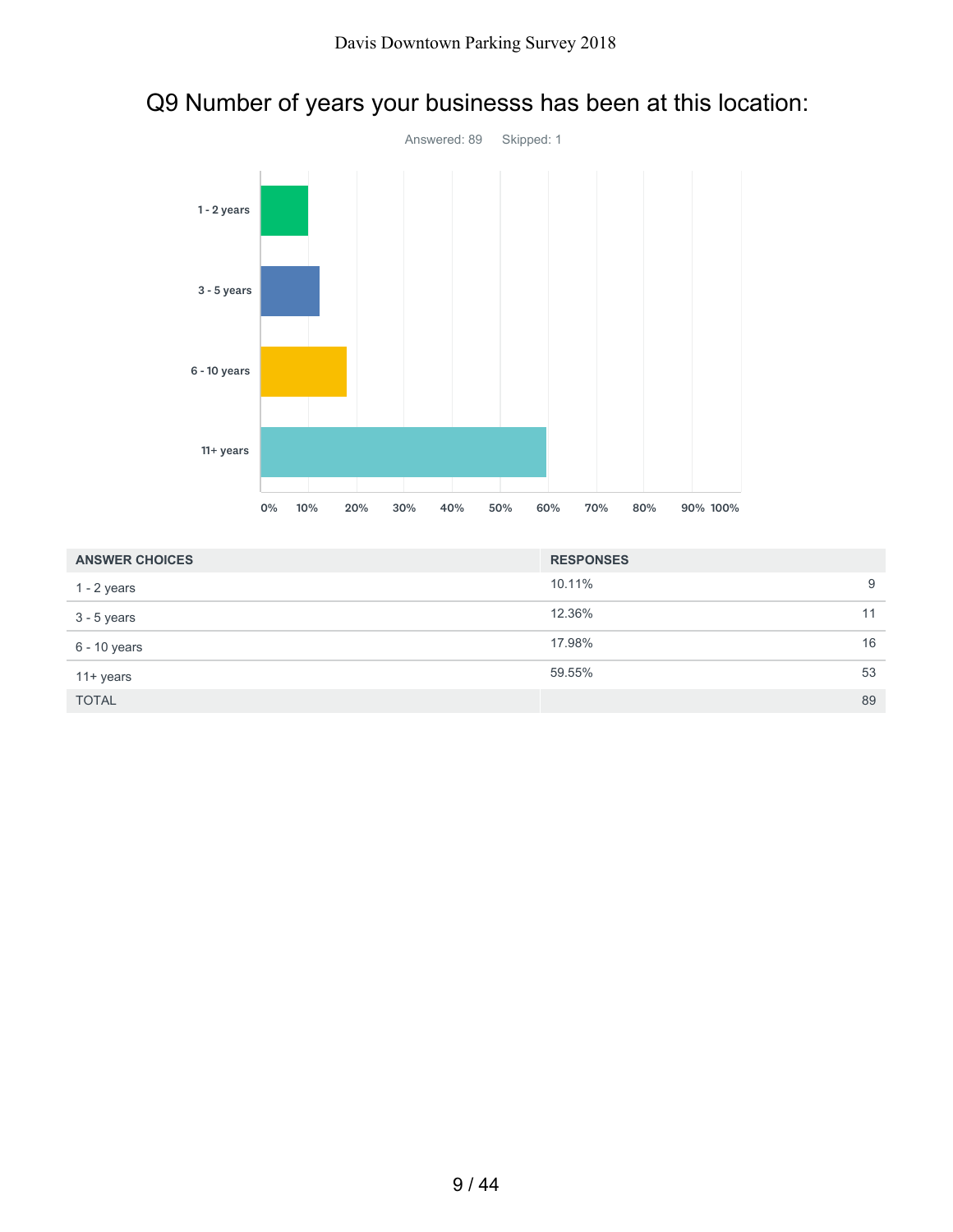## Q9 Number of years your businesss has been at this location:

Answered: 89 Skipped: 1

| ANSWER CHOICES | RESPONSES | |
|---|---|---|
| 1 - 2 years | 10.11% | 9 |
| 3 - 5 years | 12.36% | 11 |
| 6 - 10 years | 17.98% | 16 |
| 11+ years | 59.55% | 53 |
| TOTAL | | 89 |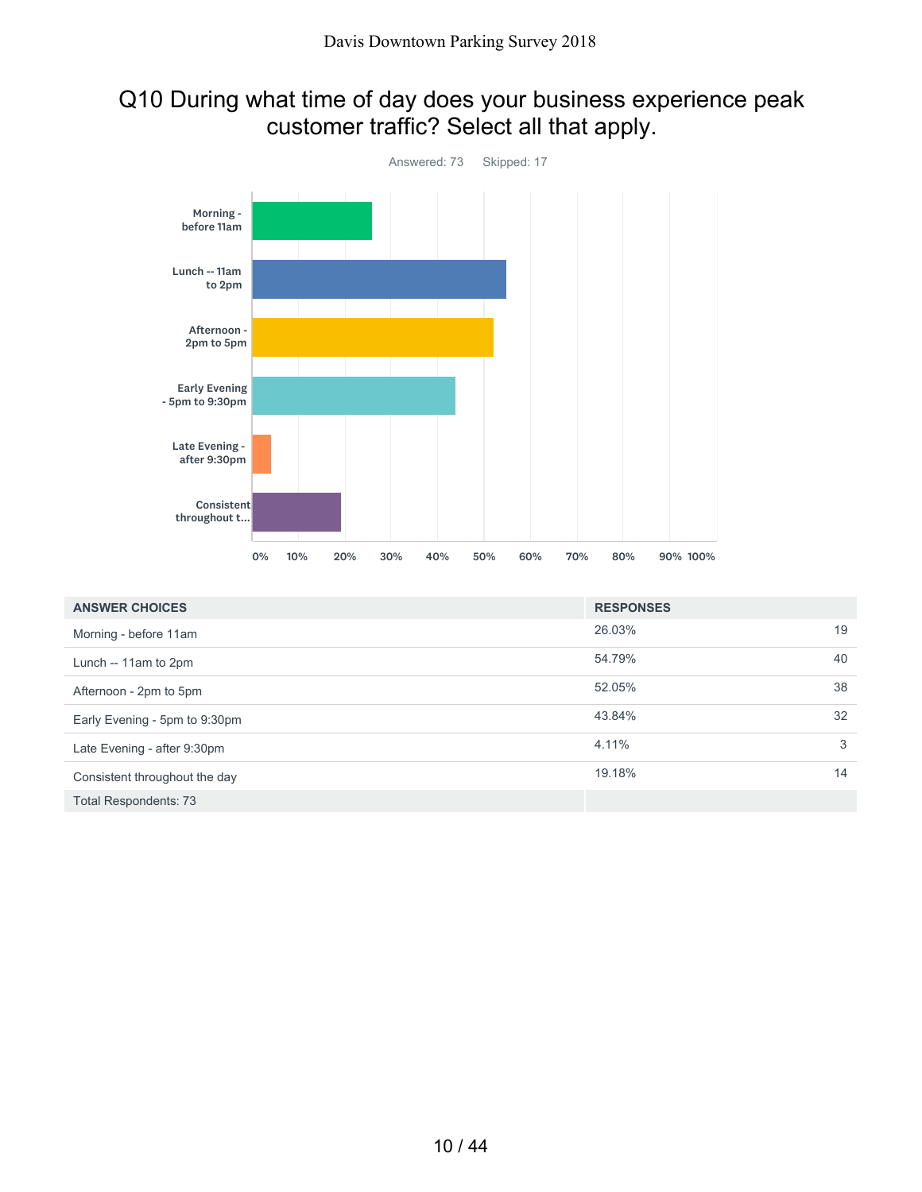## Q10 During what time of day does your business experience peak customer traffic? Select all that apply.

Answered: 73 Skipped: 17

| ANSWER CHOICES | RESPONSES | |
|---|---|---|
| Morning - before 11am | 26.03% | 19 |
| Lunch -- 11am to 2pm | 54.79% | 40 |
| Afternoon - 2pm to 5pm | 52.05% | 38 |
| Early Evening - 5pm to 9:30pm | 43.84% | 32 |
| Late Evening - after 9:30pm | 4.11% | 3 |
| Consistent throughout the day | 19.18% | 14 |
| Total Respondents: 73 | | |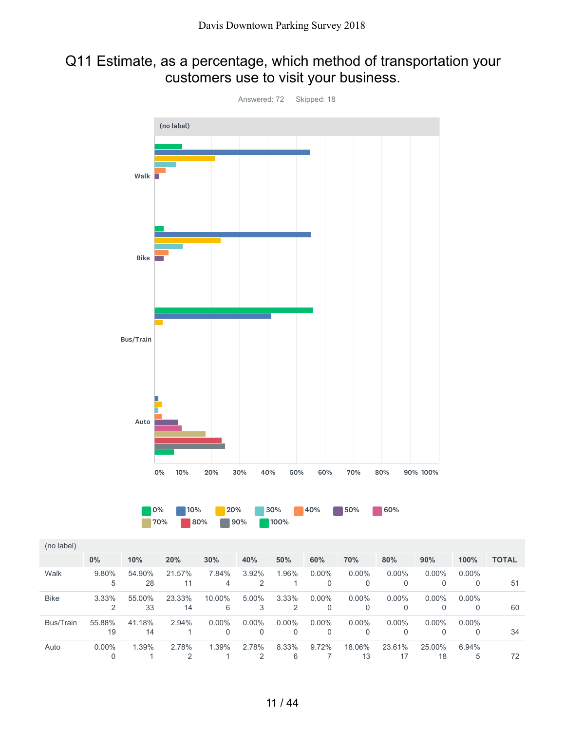## Q11 Estimate, as a percentage, which method of transportation your customers use to visit your business.

Answered: 72 Skipped: 18

| (no label) | 0% | 10% | 20% | 30% | 40% | 50% | 60% | 70% | 80% | 90% | 100% | TOTAL |
|---|---|---|---|---|---|---|---|---|---|---|---|---|
| Walk | 9.80% 5 | 54.90% 28 | 21.57% 11 | 7.84% 4 | 3.92% 2 | 1.96% 1 | 0.00% 0 | 0.00% 0 | 0.00% 0 | 0.00% 0 | 0.00% 0 | 51 |
| Bike | 3.33% 2 | 55.00% 33 | 23.33% 14 | 10.00% 6 | 5.00% 3 | 3.33% 2 | 0.00% 0 | 0.00% 0 | 0.00% 0 | 0.00% 0 | 0.00% 0 | 60 |
| Bus/Train | 55.88% 19 | 41.18% 14 | 2.94% 1 | 0.00% 0 | 0.00% 0 | 0.00% 0 | 0.00% 0 | 0.00% 0 | 0.00% 0 | 0.00% 0 | 0.00% 0 | 34 |
| Auto | 0.00% 0 | 1.39% 1 | 2.78% 2 | 1.39% 1 | 2.78% 2 | 8.33% 6 | 9.72% 7 | 18.06% 13 | 23.61% 17 | 25.00% 18 | 6.94% 5 | 72 |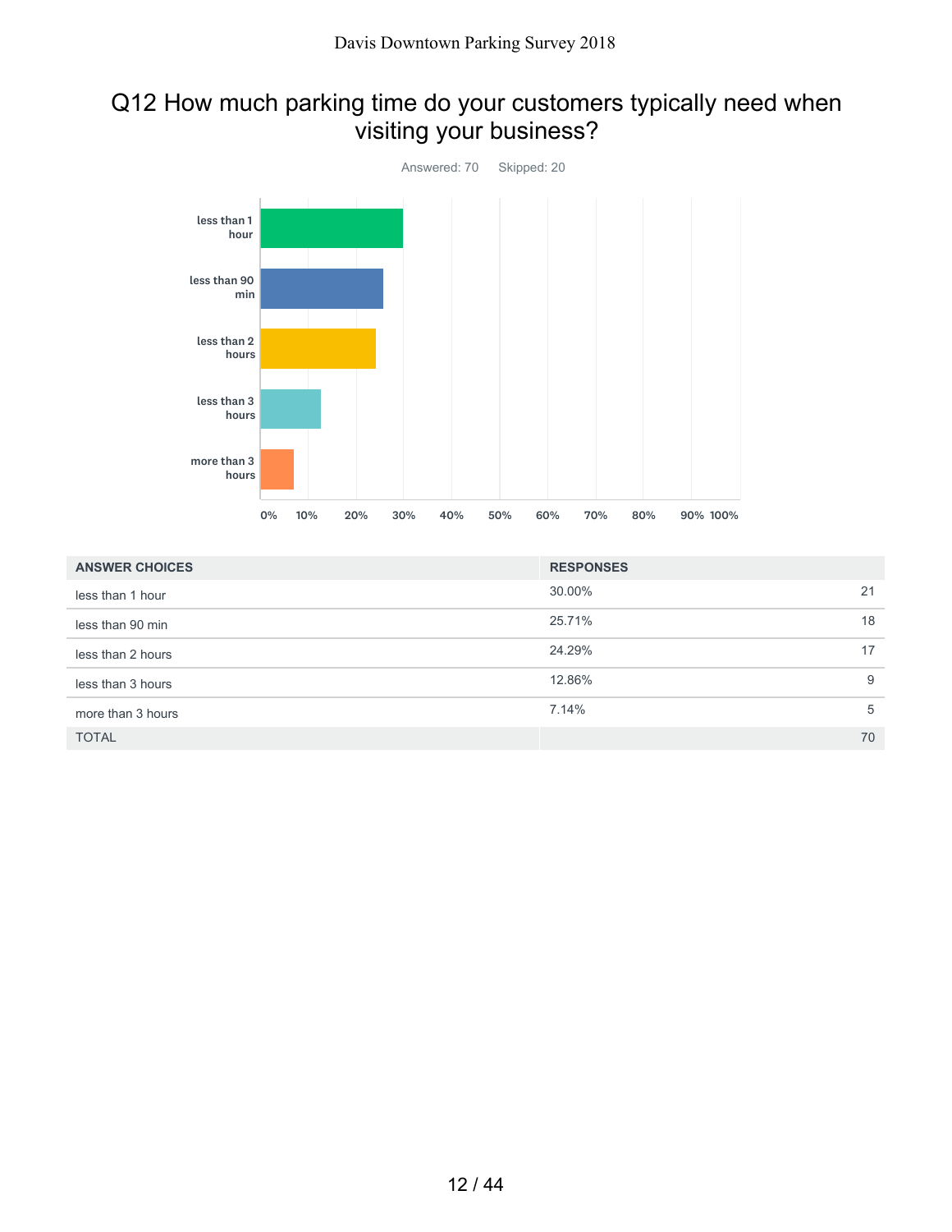## Q12 How much parking time do your customers typically need when visiting your business?

Answered: 70 Skipped: 20

| ANSWER CHOICES | RESPONSES | |
|---|---|---|
| less than 1 hour | 30.00% | 21 |
| less than 90 min | 25.71% | 18 |
| less than 2 hours | 24.29% | 17 |
| less than 3 hours | 12.86% | 9 |
| more than 3 hours | 7.14% | 5 |
| TOTAL | | 70 |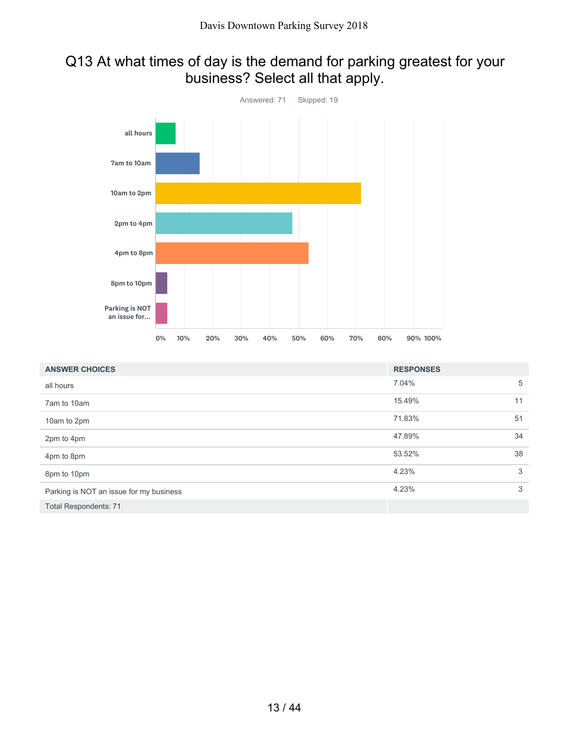## Q13 At what times of day is the demand for parking greatest for your business? Select all that apply.

Answered: 71 Skipped: 19

| ANSWER CHOICES | RESPONSES | |
|---|---|---|
| all hours | 7.04% | 5 |
| 7am to 10am | 15.49% | 11 |
| 10am to 2pm | 71.83% | 51 |
| 2pm to 4pm | 47.89% | 34 |
| 4pm to 8pm | 53.52% | 38 |
| 8pm to 10pm | 4.23% | 3 |
| Parking is NOT an issue for my business | 4.23% | 3 |
| Total Respondents: 71 | | |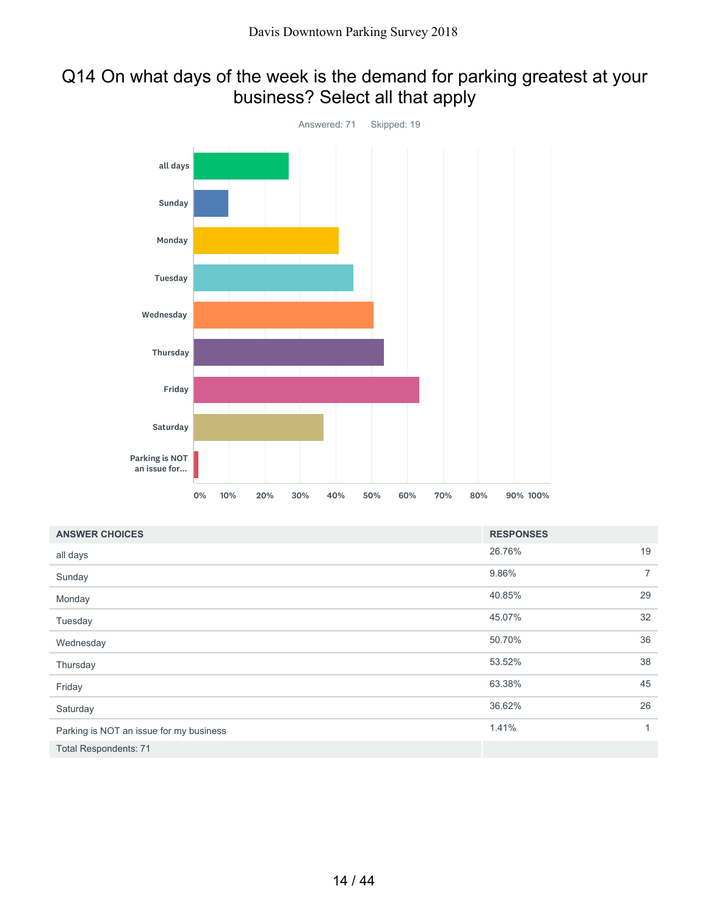## Q14 On what days of the week is the demand for parking greatest at your business? Select all that apply

Answered: 71 Skipped: 19

| ANSWER CHOICES | RESPONSES | |
|---|---|---|
| all days | 26.76% | 19 |
| Sunday | 9.86% | 7 |
| Monday | 40.85% | 29 |
| Tuesday | 45.07% | 32 |
| Wednesday | 50.70% | 36 |
| Thursday | 53.52% | 38 |
| Friday | 63.38% | 45 |
| Saturday | 36.62% | 26 |
| Parking is NOT an issue for my business | 1.41% | 1 |
| Total Respondents: 71 | | |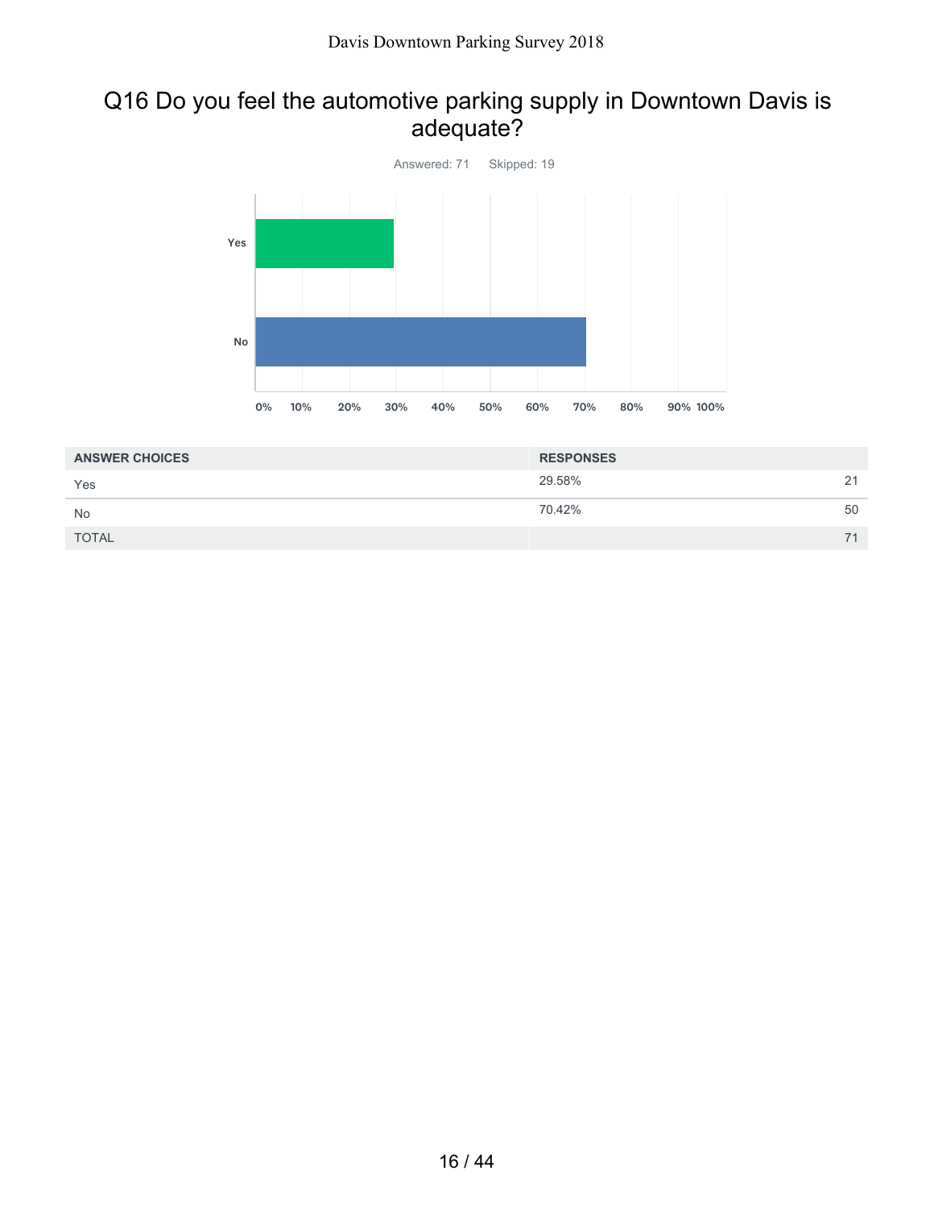# Q16 Do you feel the automotive parking supply in Downtown Davis is adequate?

Answered: 71 Skipped: 19

| ANSWER CHOICES | RESPONSES | |
|---|---|---|
| Yes | 29.58% | 21 |
| No | 70.42% | 50 |
| TOTAL | | 71 |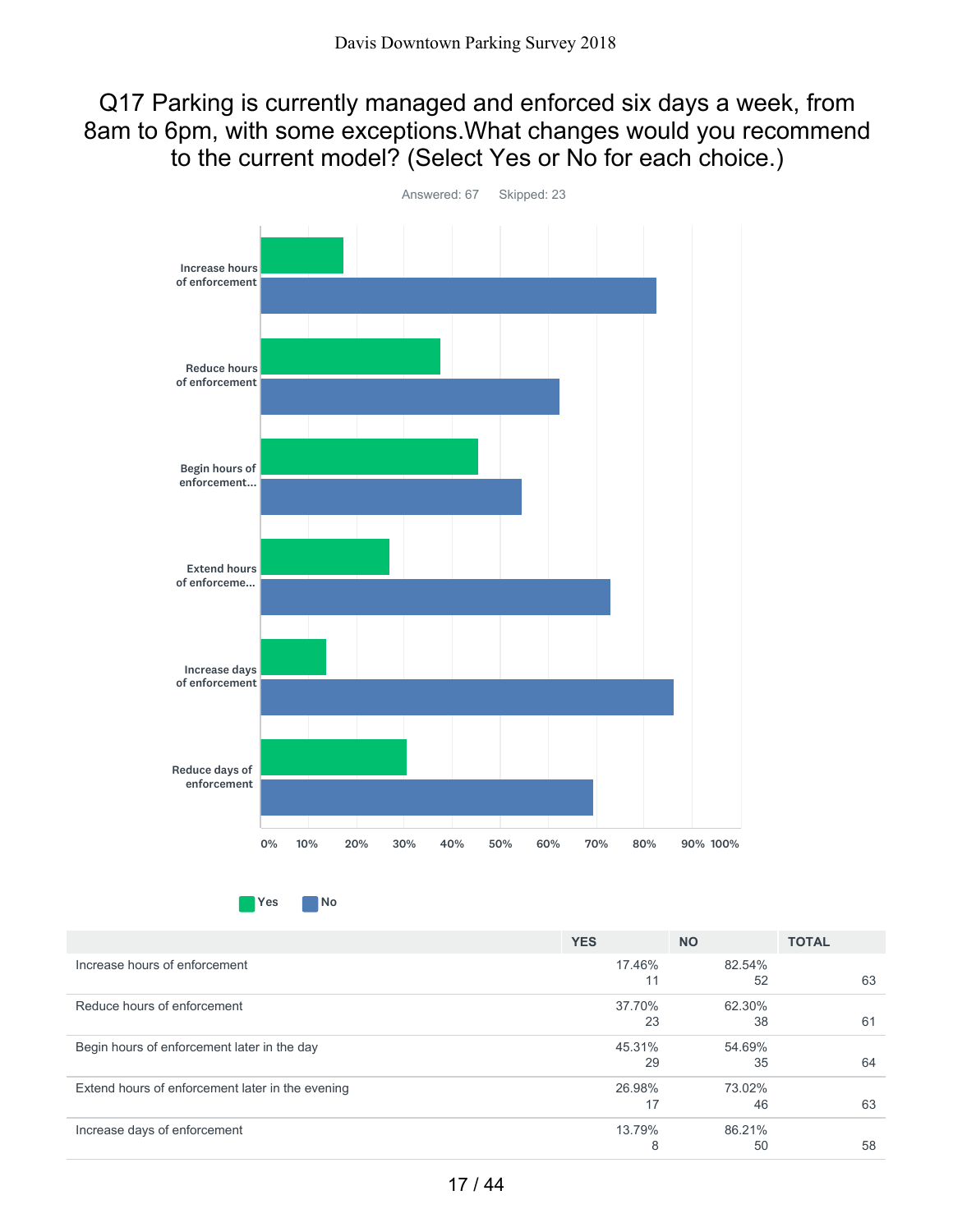# Q17 Parking is currently managed and enforced six days a week, from 8am to 6pm, with some exceptions.What changes would you recommend to the current model? (Select Yes or No for each choice.)

Answered: 67 Skipped: 23

| | YES | NO | TOTAL |
|---|---|---|---|
| Increase hours of enforcement | 17.46% 11 | 82.54% 52 | 63 |
| Reduce hours of enforcement | 37.70% 23 | 62.30% 38 | 61 |
| Begin hours of enforcement later in the day | 45.31% 29 | 54.69% 35 | 64 |
| Extend hours of enforcement later in the evening | 26.98% 17 | 73.02% 46 | 63 |
| Increase days of enforcement | 13.79% 8 | 86.21% 50 | 58 |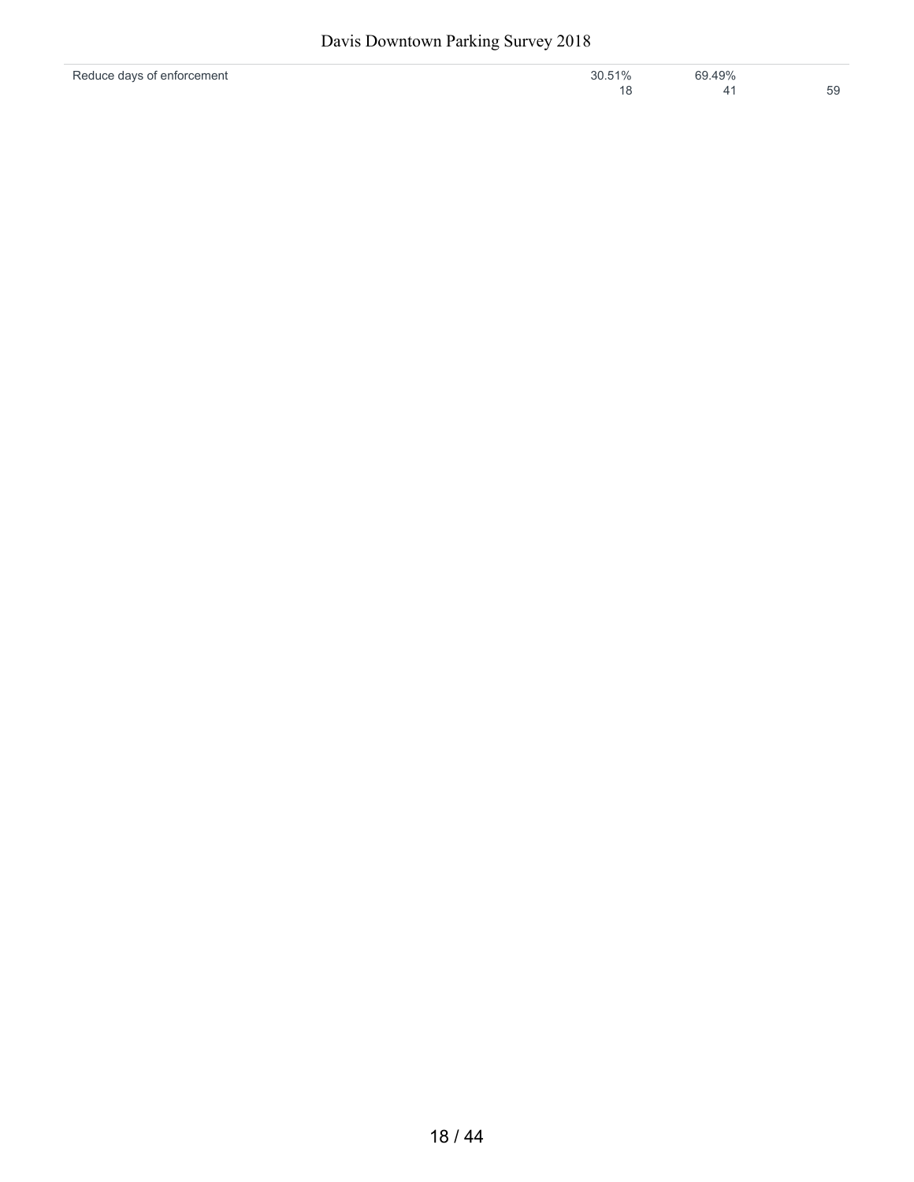| | | | |
|---|---|---|---|
| Reduce days of enforcement | 30.51%<br>18 | 69.49%<br>41 | 59 |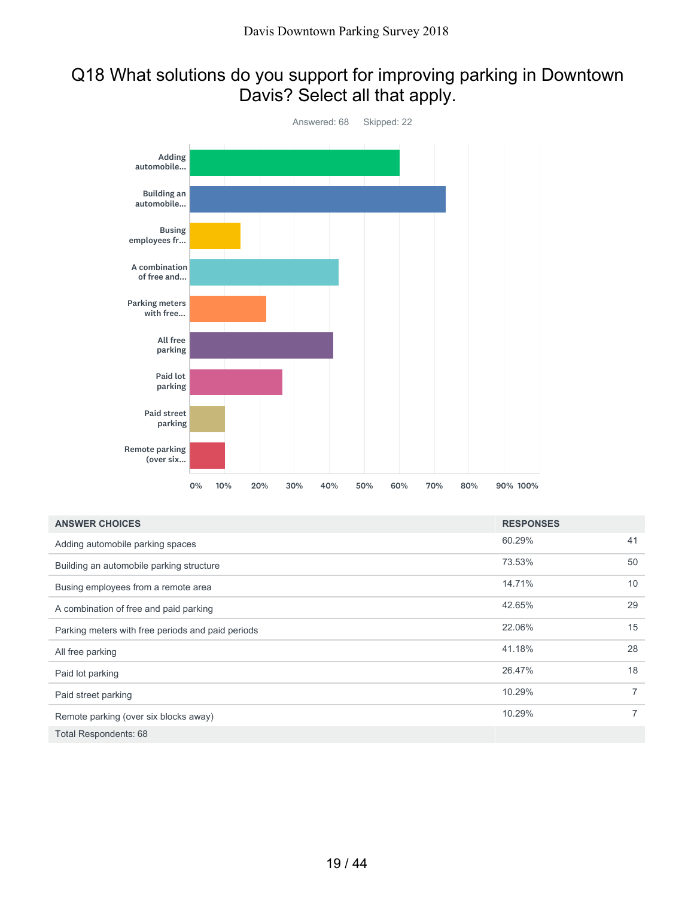## Q18 What solutions do you support for improving parking in Downtown Davis? Select all that apply.

Answered: 68 Skipped: 22

| ANSWER CHOICES | RESPONSES | |
|---|---|---|
| Adding automobile parking spaces | 60.29% | 41 |
| Building an automobile parking structure | 73.53% | 50 |
| Busing employees from a remote area | 14.71% | 10 |
| A combination of free and paid parking | 42.65% | 29 |
| Parking meters with free periods and paid periods | 22.06% | 15 |
| All free parking | 41.18% | 28 |
| Paid lot parking | 26.47% | 18 |
| Paid street parking | 10.29% | 7 |
| Remote parking (over six blocks away) | 10.29% | 7 |
| Total Respondents: 68 | | |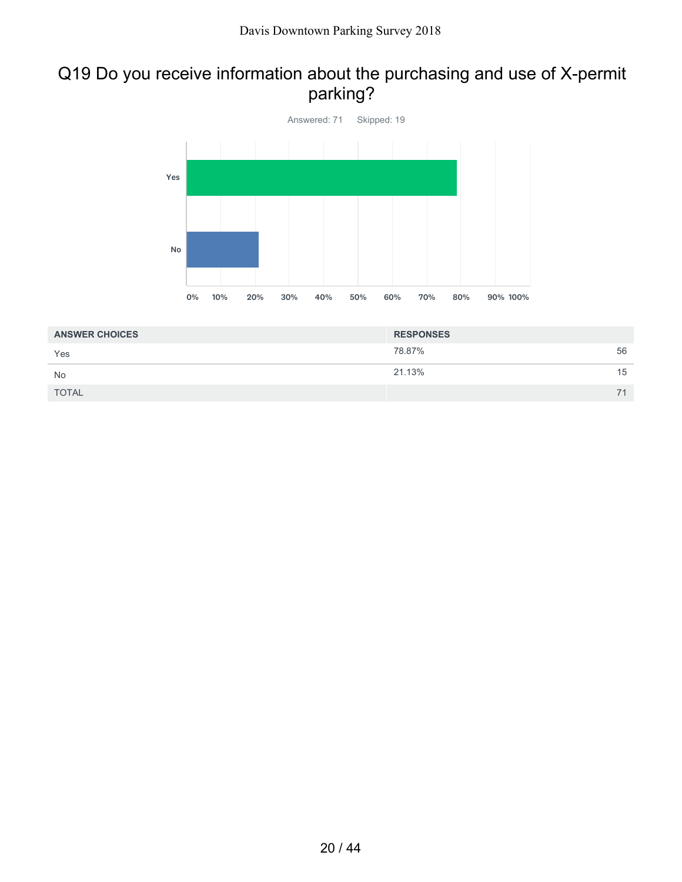## Q19 Do you receive information about the purchasing and use of X-permit parking?

Answered: 71 Skipped: 19

| ANSWER CHOICES | RESPONSES | |
|---|---|---|
| Yes | 78.87% | 56 |
| No | 21.13% | 15 |
| TOTAL | | 71 |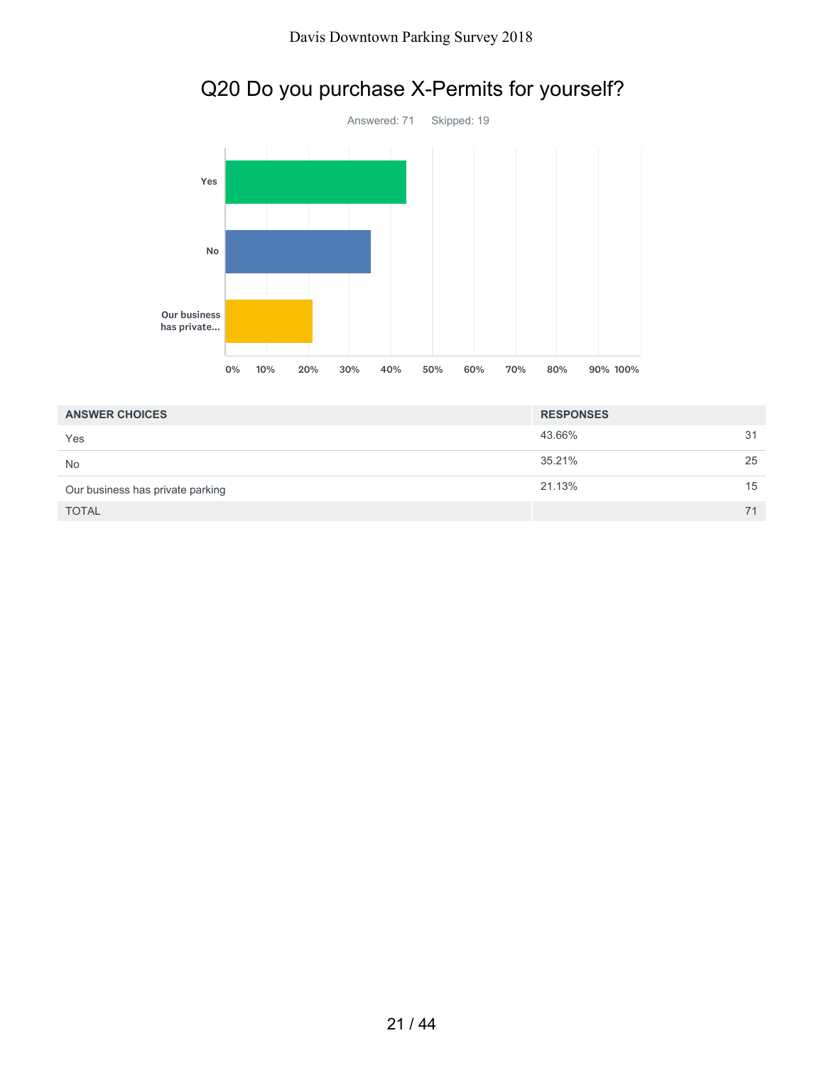## Q20 Do you purchase X-Permits for yourself?

Answered: 71 Skipped: 19

| ANSWER CHOICES | RESPONSES | |
|---|---|---|
| Yes | 43.66% | 31 |
| No | 35.21% | 25 |
| Our business has private parking | 21.13% | 15 |
| TOTAL | | 71 |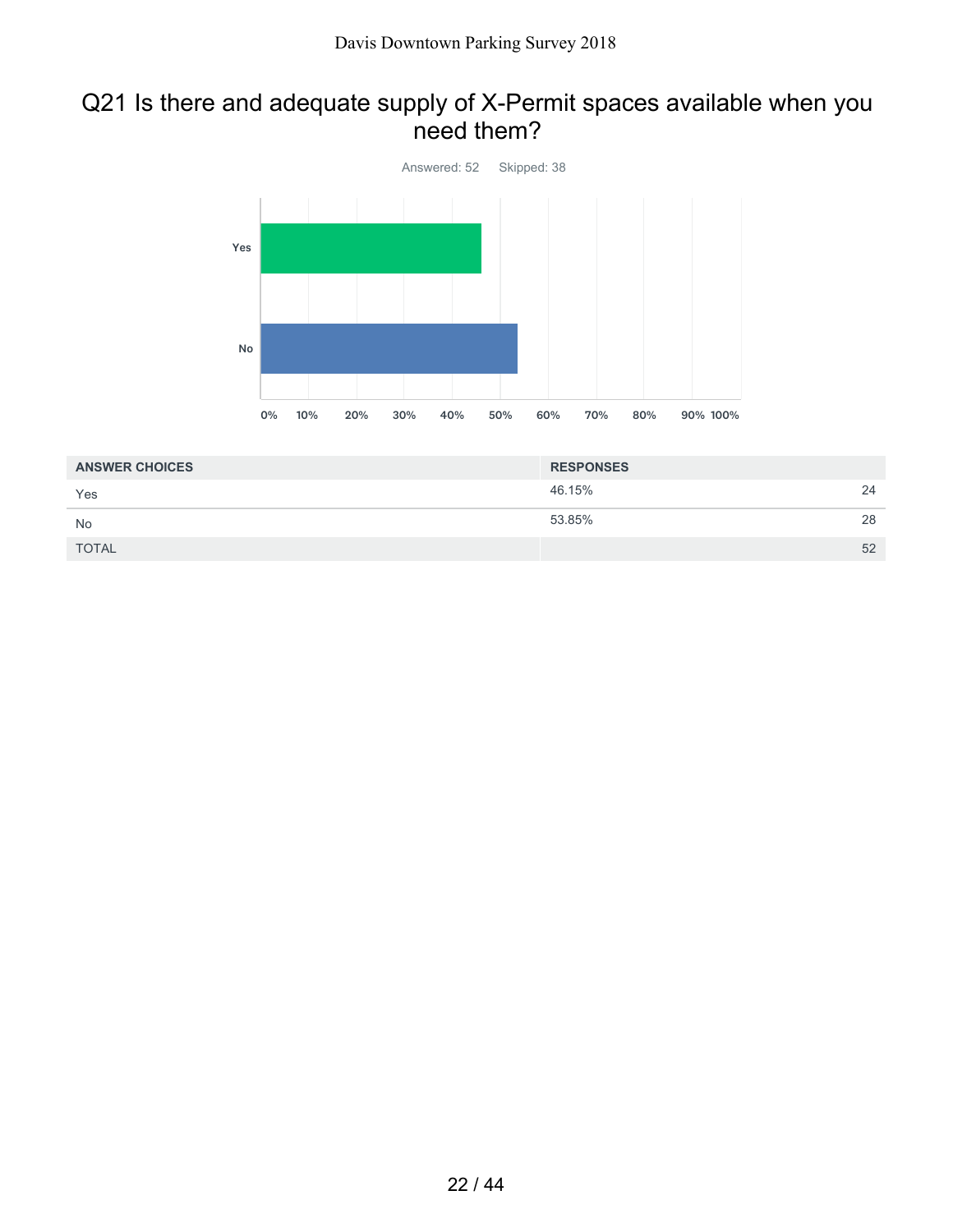## Q21 Is there and adequate supply of X-Permit spaces available when you need them?

Answered: 52 Skipped: 38

| ANSWER CHOICES | RESPONSES | |
|---|---|---|
| Yes | 46.15% | 24 |
| No | 53.85% | 28 |
| TOTAL | | 52 |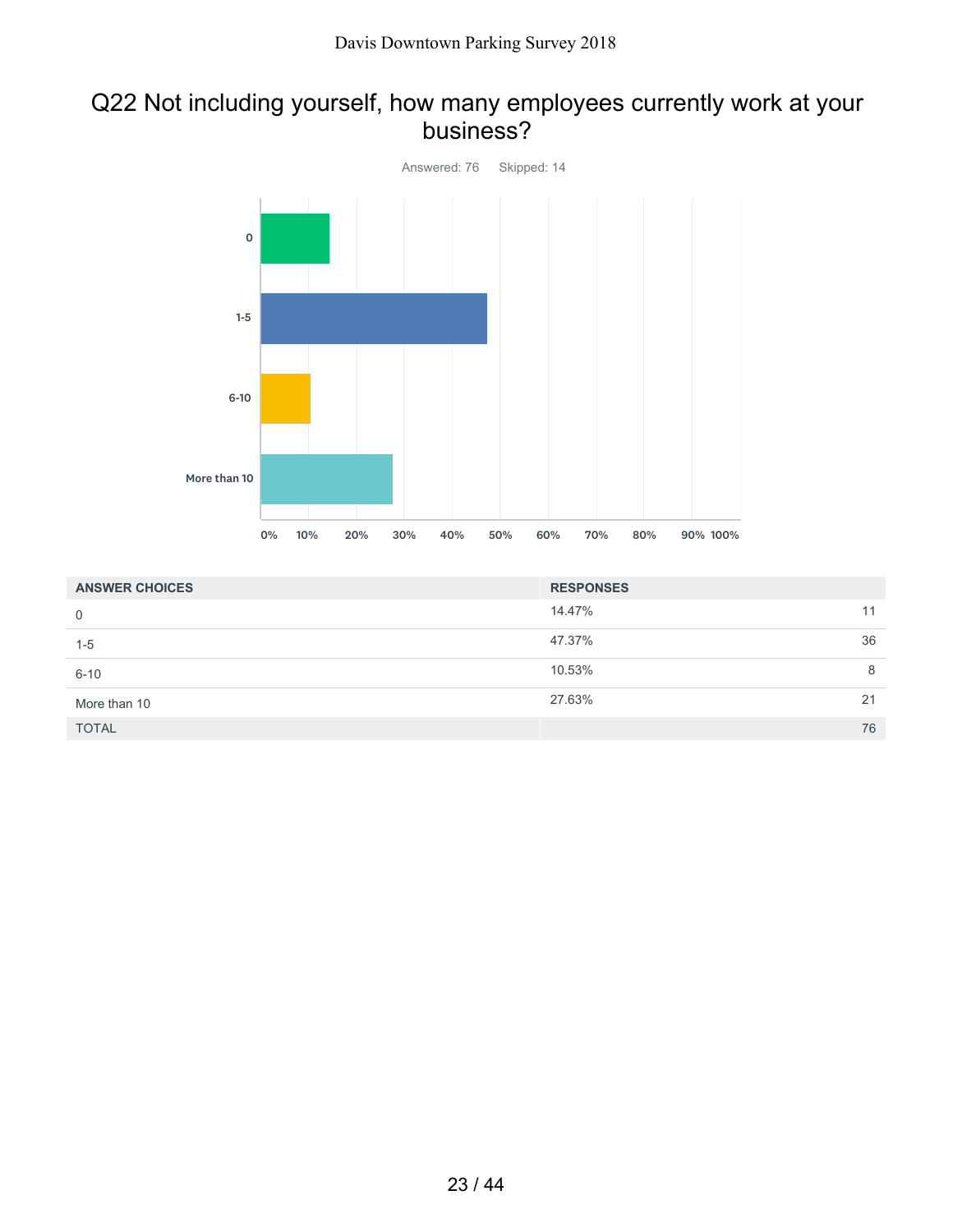## Q22 Not including yourself, how many employees currently work at your business?

Answered: 76 Skipped: 14

| ANSWER CHOICES | RESPONSES | |
|---|---|---|
| 0 | 14.47% | 11 |
| 1-5 | 47.37% | 36 |
| 6-10 | 10.53% | 8 |
| More than 10 | 27.63% | 21 |
| TOTAL | | 76 |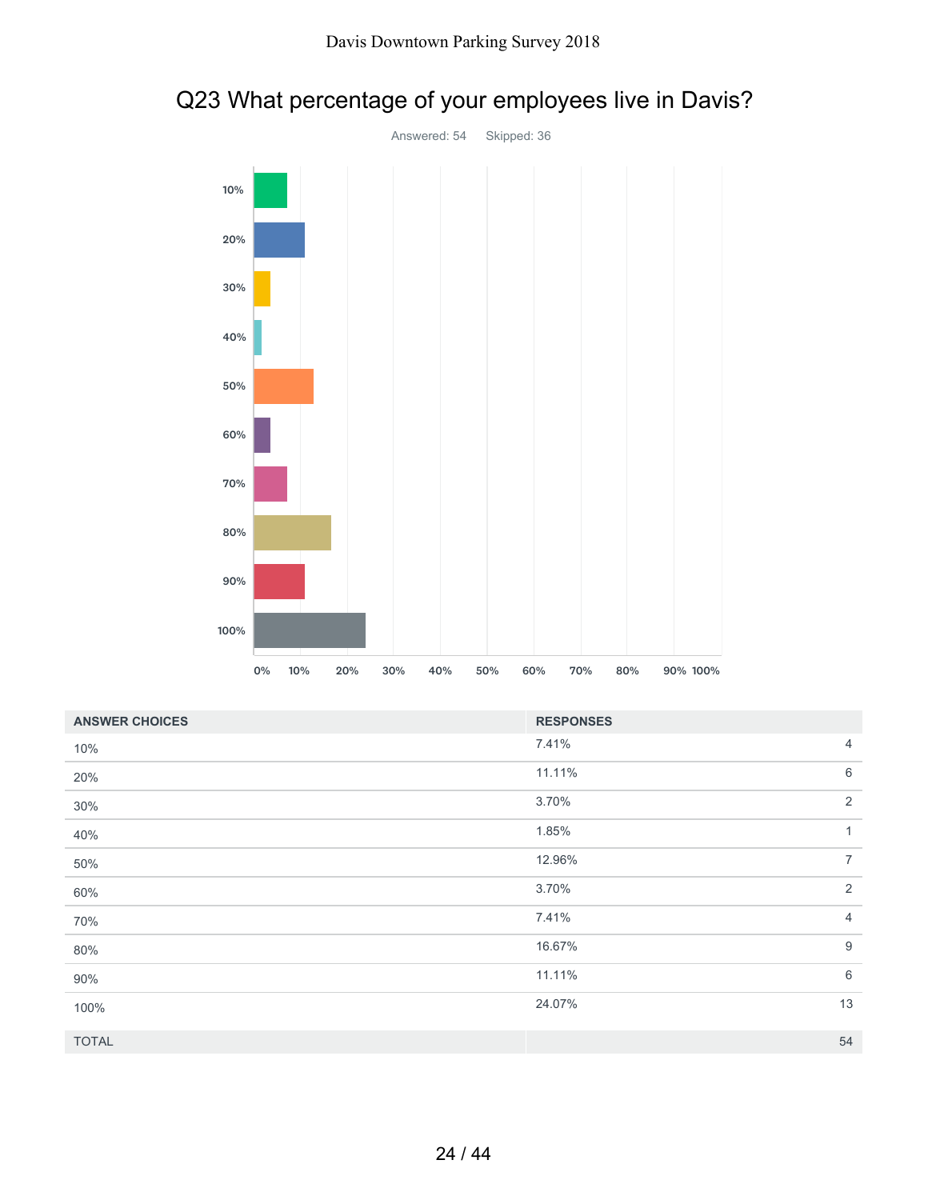# Q23 What percentage of your employees live in Davis?

Answered: 54 Skipped: 36

| ANSWER CHOICES | RESPONSES | |
|---|---|---|
| 10% | 7.41% | 4 |
| 20% | 11.11% | 6 |
| 30% | 3.70% | 2 |
| 40% | 1.85% | 1 |
| 50% | 12.96% | 7 |
| 60% | 3.70% | 2 |
| 70% | 7.41% | 4 |
| 80% | 16.67% | 9 |
| 90% | 11.11% | 6 |
| 100% | 24.07% | 13 |
| TOTAL | | 54 |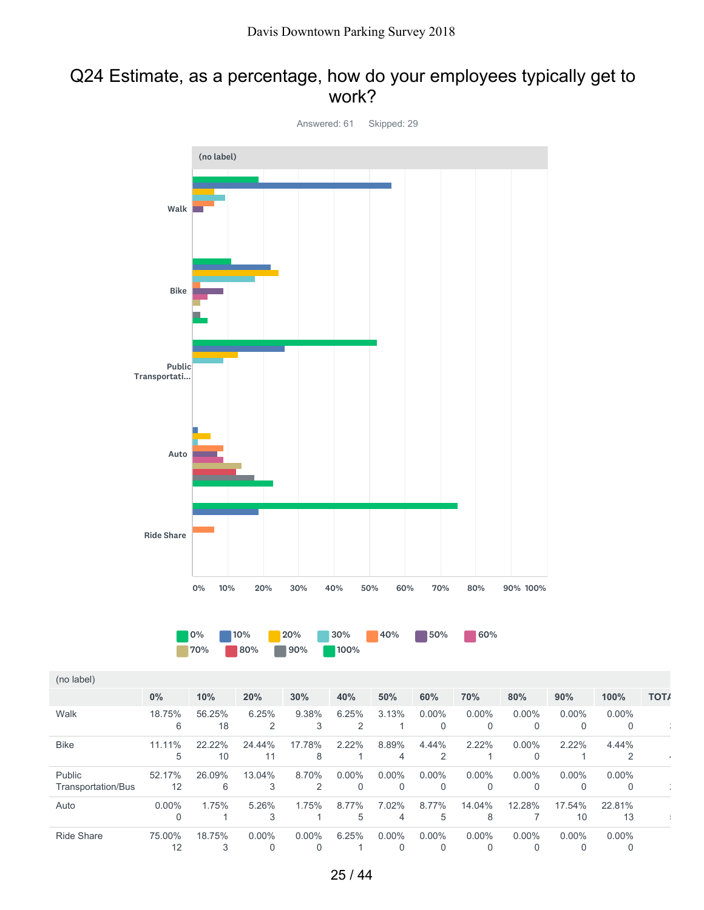## Q24 Estimate, as a percentage, how do your employees typically get to work?

Answered: 61 Skipped: 29

| (no label) | 0% | 10% | 20% | 30% | 40% | 50% | 60% | 70% | 80% | 90% | 100% | TOTA |
|---|---|---|---|---|---|---|---|---|---|---|---|---|
| Walk | 18.75% 6 | 56.25% 18 | 6.25% 2 | 9.38% 3 | 6.25% 2 | 3.13% 1 | 0.00% 0 | 0.00% 0 | 0.00% 0 | 0.00% 0 | 0.00% 0 | |
| Bike | 11.11% 5 | 22.22% 10 | 24.44% 11 | 17.78% 8 | 2.22% 1 | 8.89% 4 | 4.44% 2 | 2.22% 1 | 0.00% 0 | 2.22% 1 | 4.44% 2 | |
| Public Transportation/Bus | 52.17% 12 | 26.09% 6 | 13.04% 3 | 8.70% 2 | 0.00% 0 | 0.00% 0 | 0.00% 0 | 0.00% 0 | 0.00% 0 | 0.00% 0 | 0.00% 0 | |
| Auto | 0.00% 0 | 1.75% 1 | 5.26% 3 | 1.75% 1 | 8.77% 5 | 7.02% 4 | 8.77% 5 | 14.04% 8 | 12.28% 7 | 17.54% 10 | 22.81% 13 | |
| Ride Share | 75.00% 12 | 18.75% 3 | 0.00% 0 | 0.00% 0 | 6.25% 1 | 0.00% 0 | 0.00% 0 | 0.00% 0 | 0.00% 0 | 0.00% 0 | 0.00% 0 | |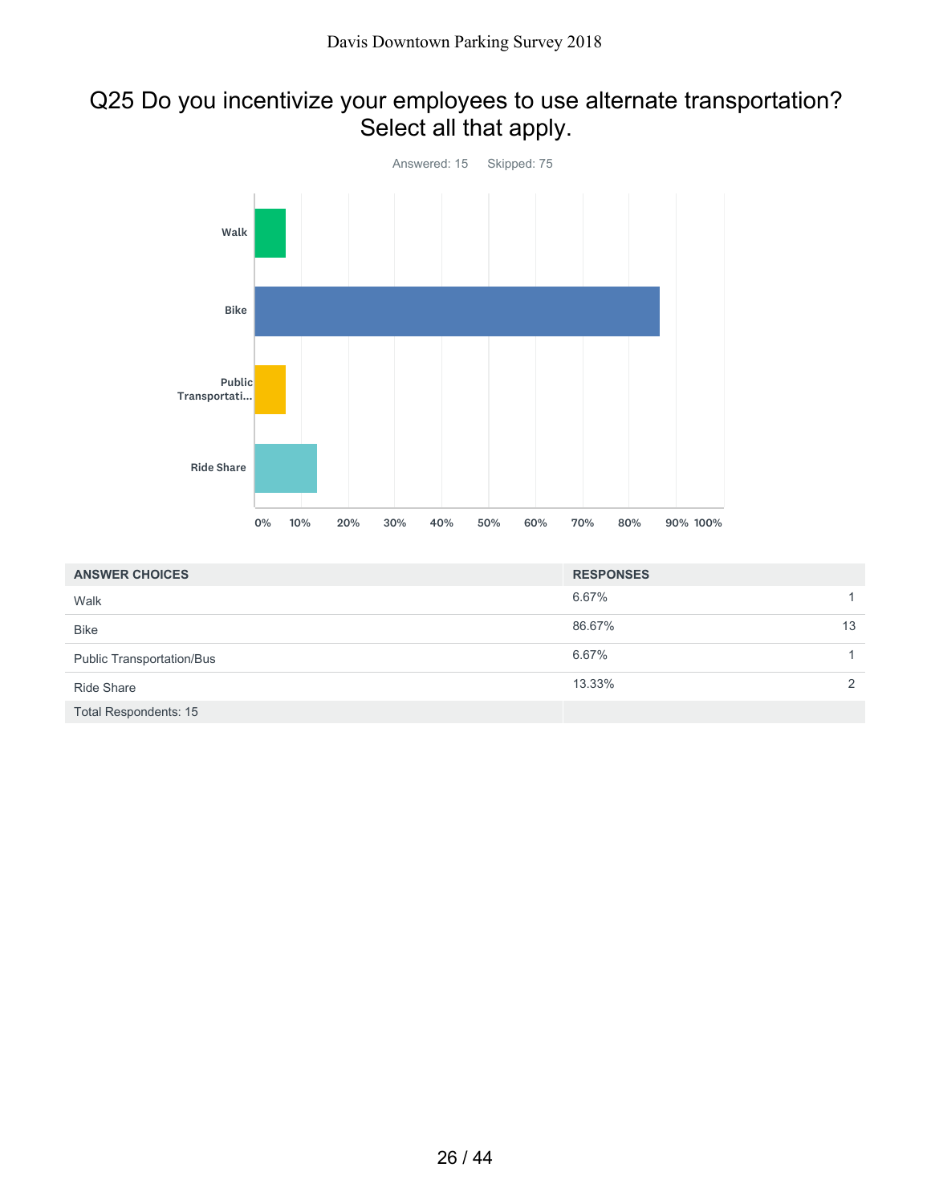## Q25 Do you incentivize your employees to use alternate transportation? Select all that apply.

Answered: 15 Skipped: 75

| ANSWER CHOICES | RESPONSES | |
|---|---|---|
| Walk | 6.67% | 1 |
| Bike | 86.67% | 13 |
| Public Transportation/Bus | 6.67% | 1 |
| Ride Share | 13.33% | 2 |
| Total Respondents: 15 | | |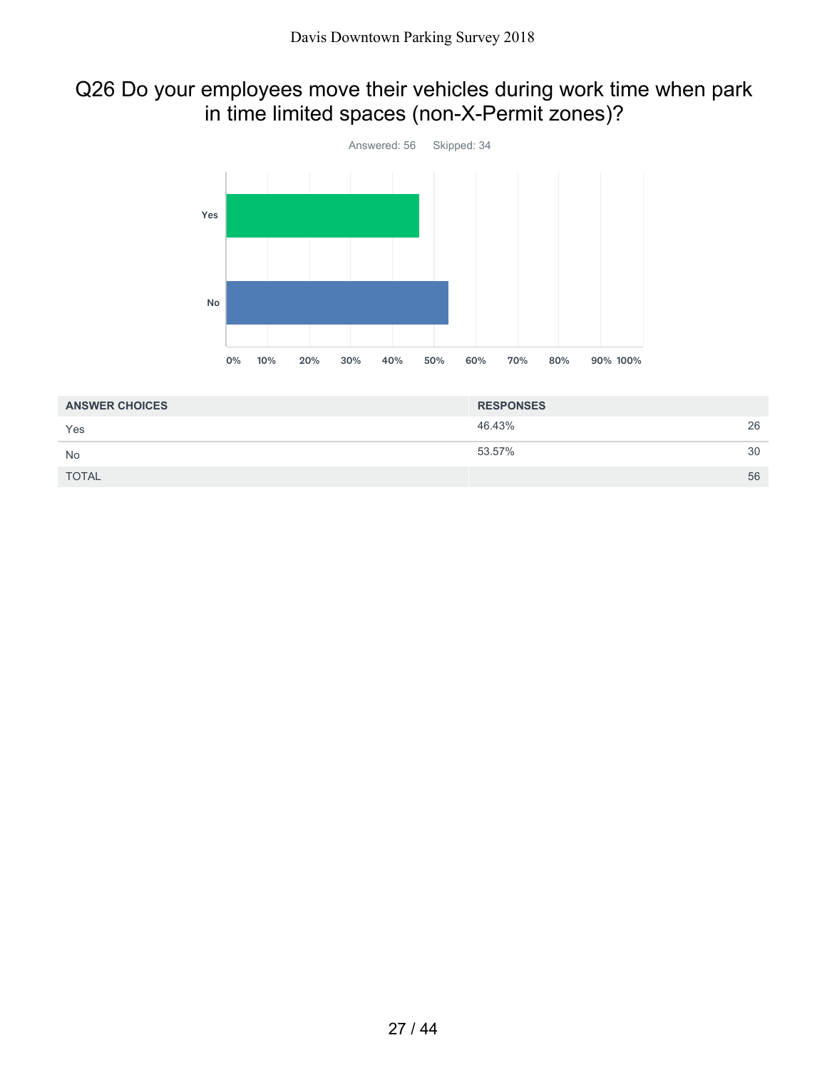## Q26 Do your employees move their vehicles during work time when park in time limited spaces (non-X-Permit zones)?

Answered: 56 Skipped: 34

| ANSWER CHOICES | RESPONSES | |
|---|---|---|
| Yes | 46.43% | 26 |
| No | 53.57% | 30 |
| TOTAL | | 56 |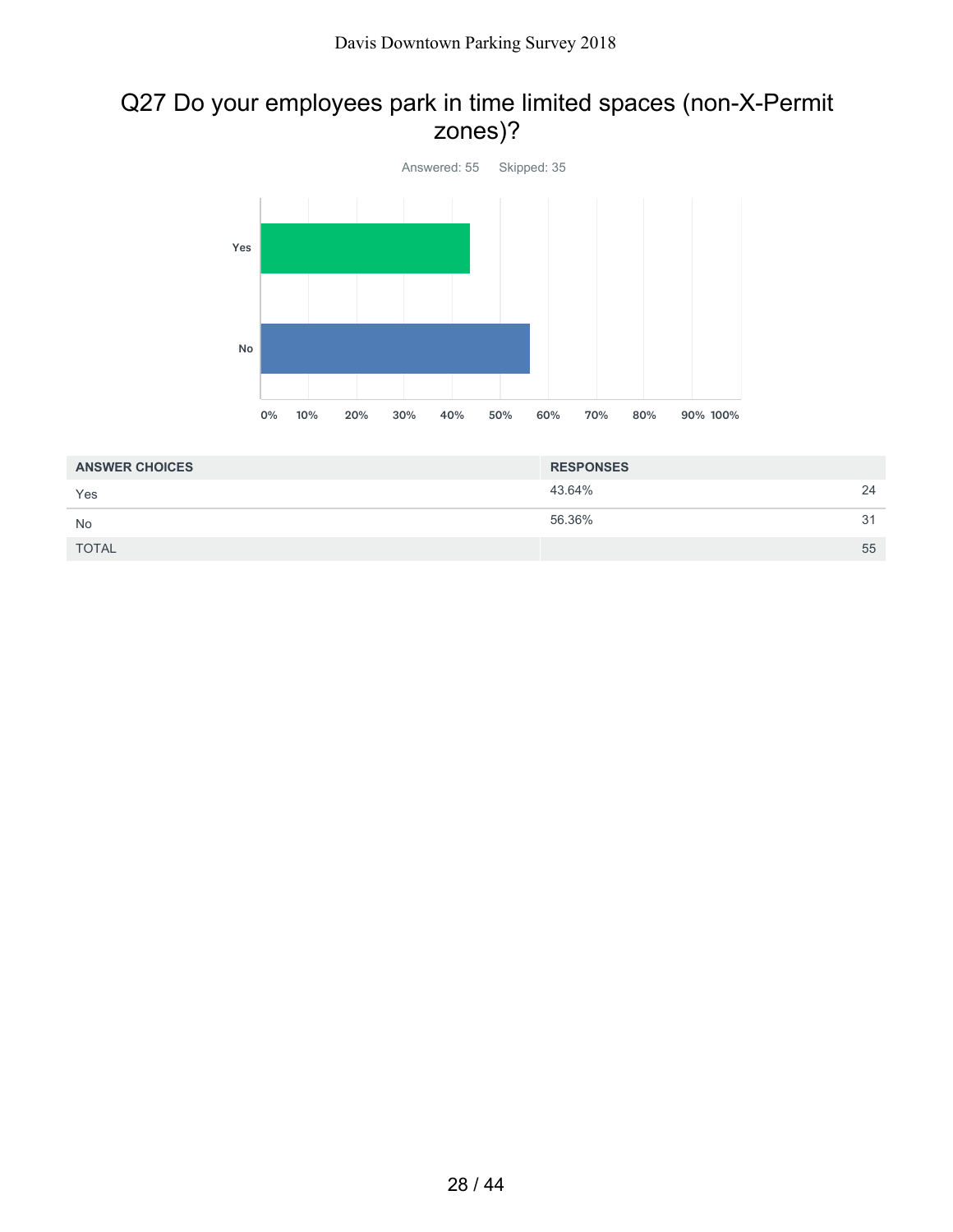## Q27 Do your employees park in time limited spaces (non-X-Permit zones)?

Answered: 55 Skipped: 35

| ANSWER CHOICES | RESPONSES | |
|---|---|---|
| Yes | 43.64% | 24 |
| No | 56.36% | 31 |
| TOTAL | | 55 |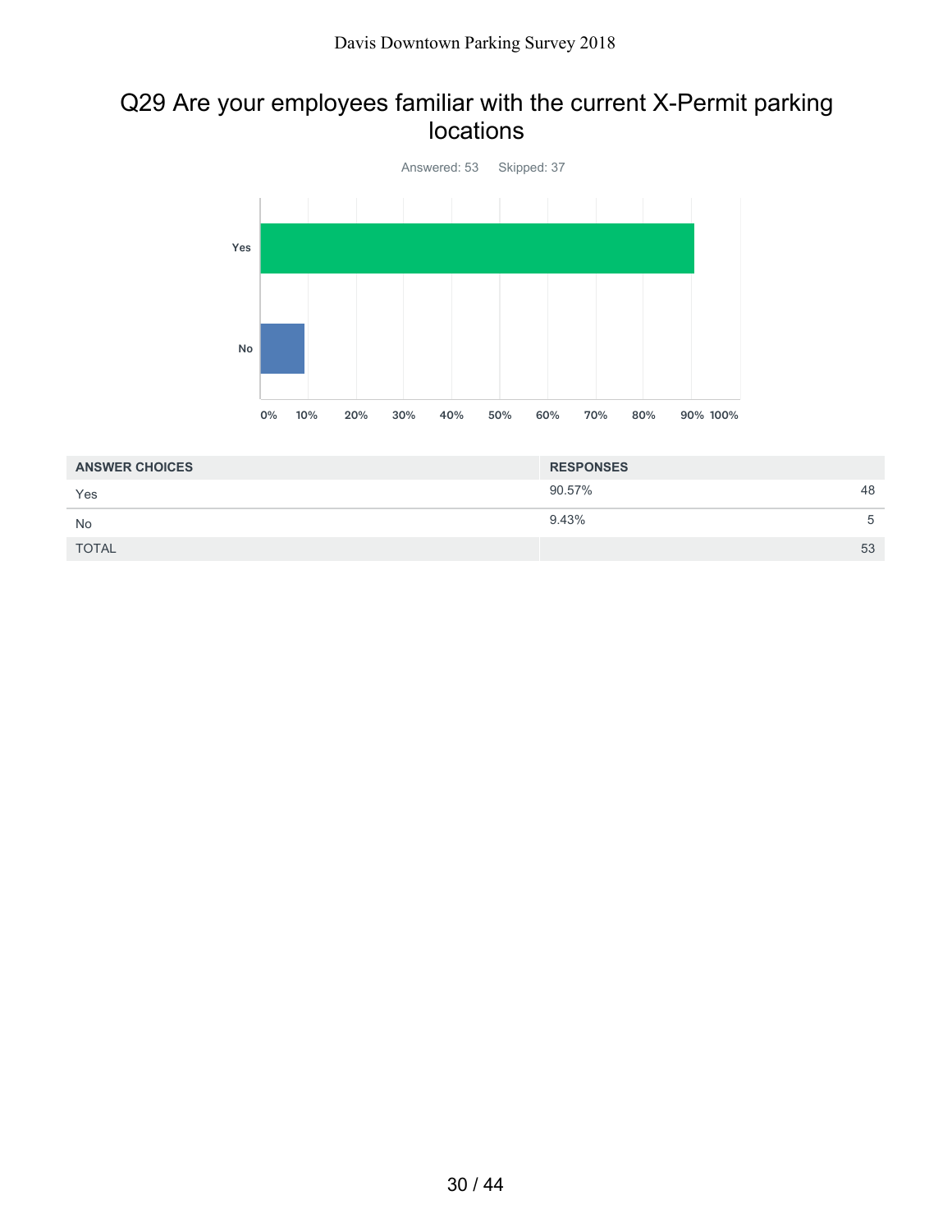## Q29 Are your employees familiar with the current X-Permit parking locations

Answered: 53 Skipped: 37

| ANSWER CHOICES | RESPONSES | |
|---|---|---|
| Yes | 90.57% | 48 |
| No | 9.43% | 5 |
| TOTAL | | 53 |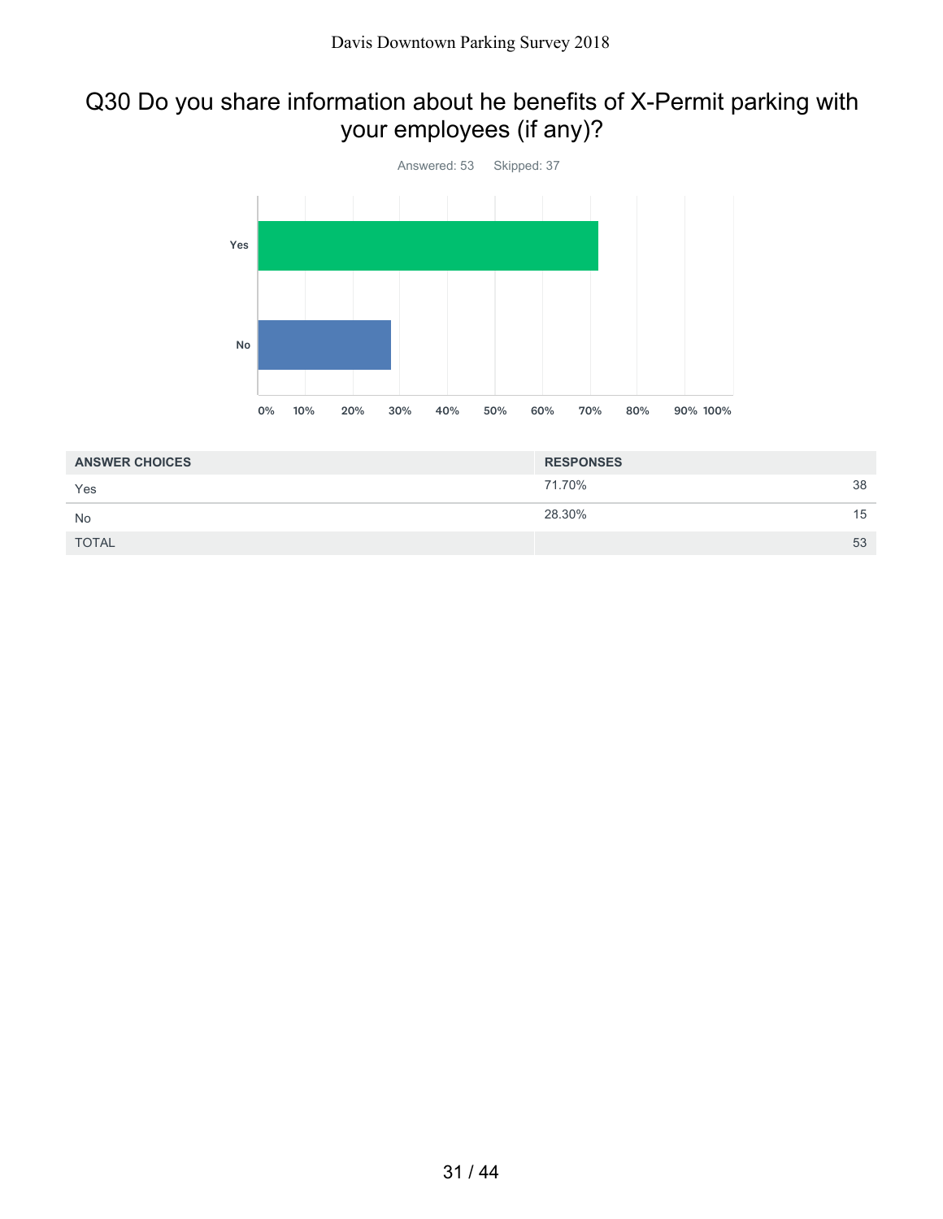## Q30 Do you share information about he benefits of X-Permit parking with your employees (if any)?

Answered: 53    Skipped: 37

| ANSWER CHOICES | RESPONSES | |
|---|---|---|
| Yes | 71.70% | 38 |
| No | 28.30% | 15 |
| TOTAL | | 53 |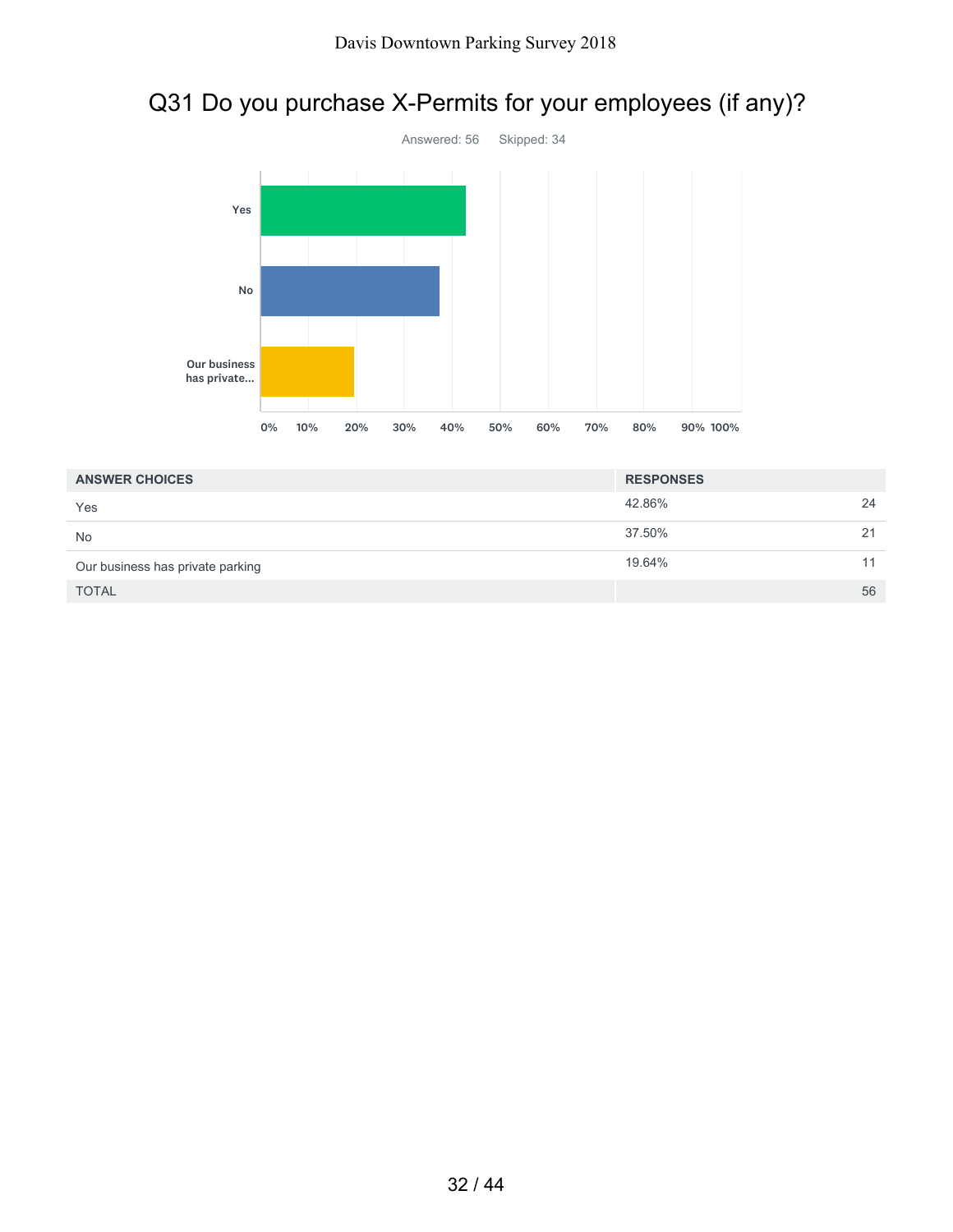## Q31 Do you purchase X-Permits for your employees (if any)?

Answered: 56 Skipped: 34

| ANSWER CHOICES | RESPONSES | |
|---|---|---|
| Yes | 42.86% | 24 |
| No | 37.50% | 21 |
| Our business has private parking | 19.64% | 11 |
| TOTAL | | 56 |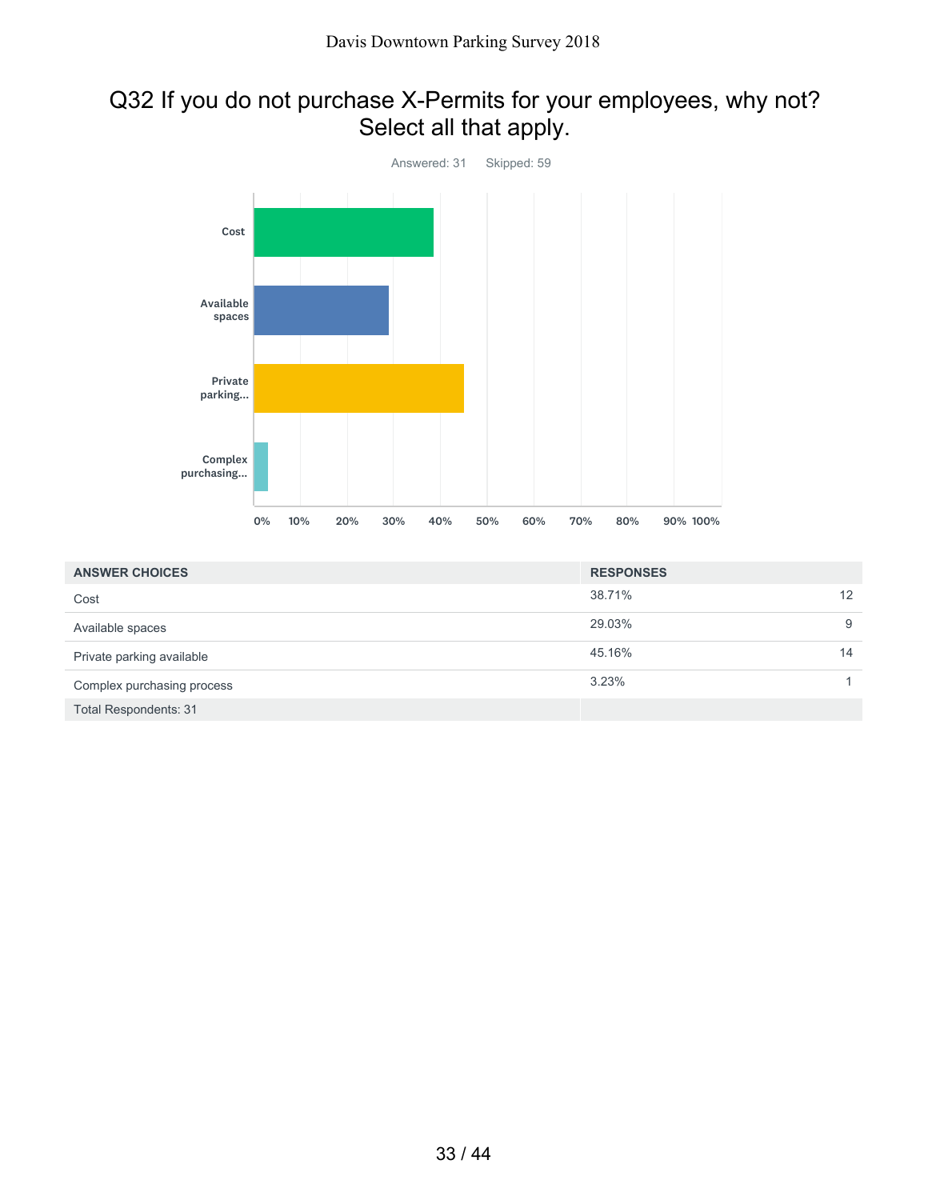## Q32 If you do not purchase X-Permits for your employees, why not? Select all that apply.

Answered: 31 Skipped: 59

| ANSWER CHOICES | RESPONSES | |
|---|---|---|
| Cost | 38.71% | 12 |
| Available spaces | 29.03% | 9 |
| Private parking available | 45.16% | 14 |
| Complex purchasing process | 3.23% | 1 |
| Total Respondents: 31 | | |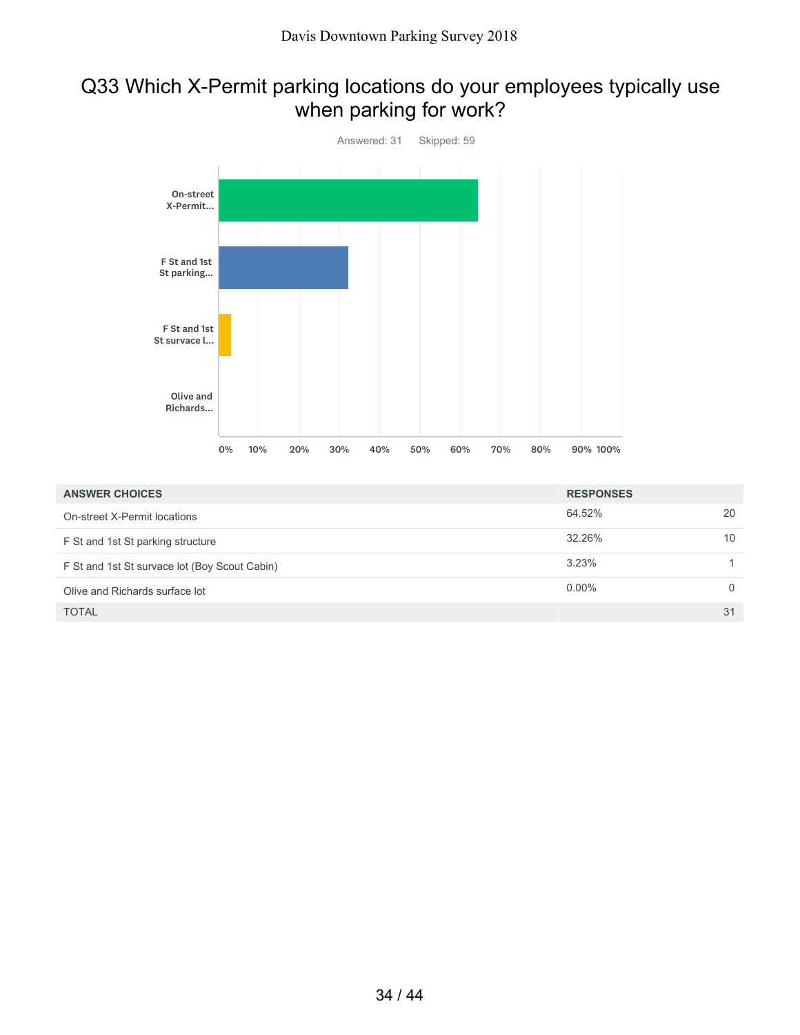## Q33 Which X-Permit parking locations do your employees typically use when parking for work?

Answered: 31 Skipped: 59

| ANSWER CHOICES | RESPONSES | |
|---|---|---|
| On-street X-Permit locations | 64.52% | 20 |
| F St and 1st St parking structure | 32.26% | 10 |
| F St and 1st St survace lot (Boy Scout Cabin) | 3.23% | 1 |
| Olive and Richards surface lot | 0.00% | 0 |
| TOTAL | | 31 |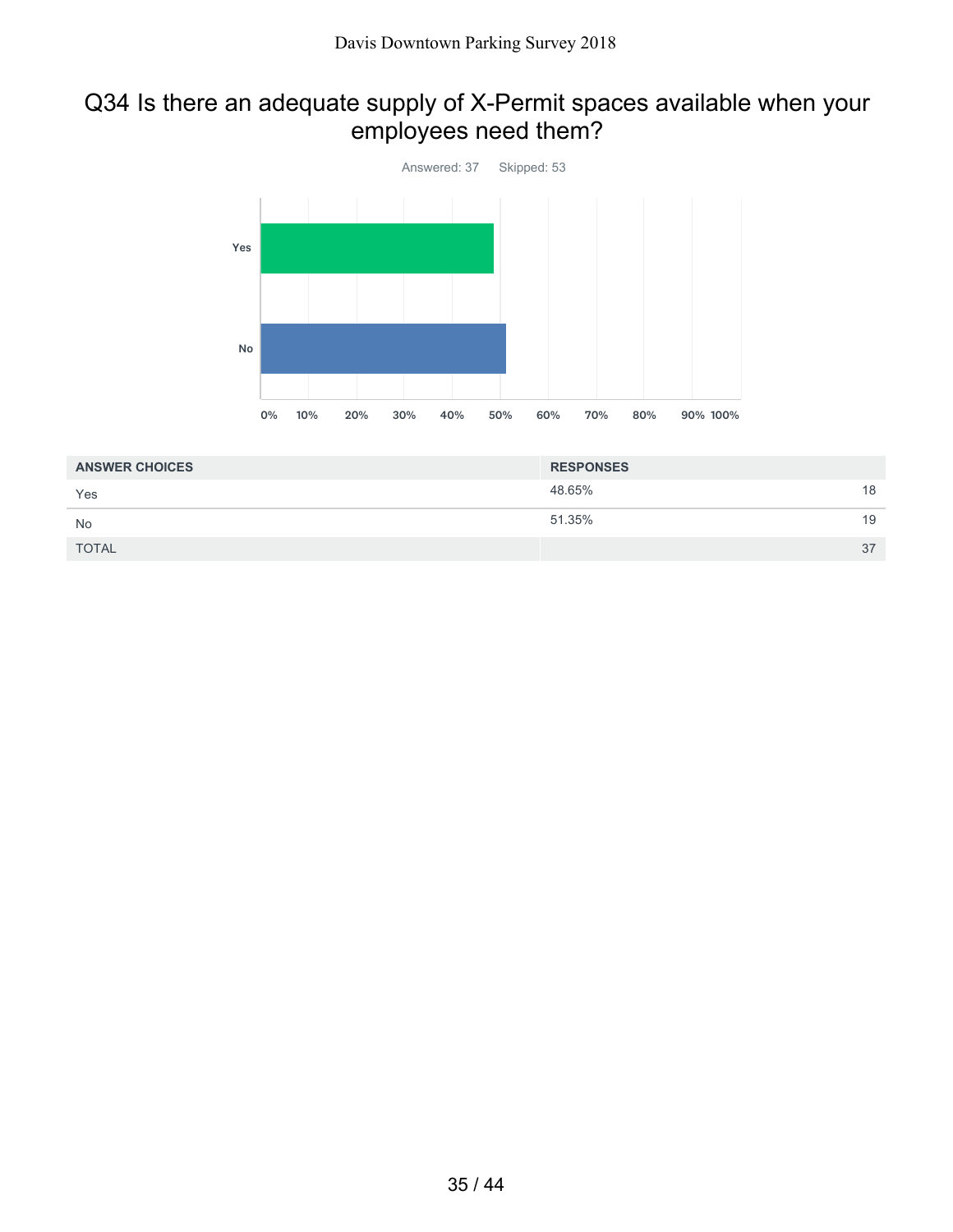## Q34 Is there an adequate supply of X-Permit spaces available when your employees need them?

Answered: 37    Skipped: 53

| ANSWER CHOICES | RESPONSES | |
|---|---|---|
| Yes | 48.65% | 18 |
| No | 51.35% | 19 |
| TOTAL | | 37 |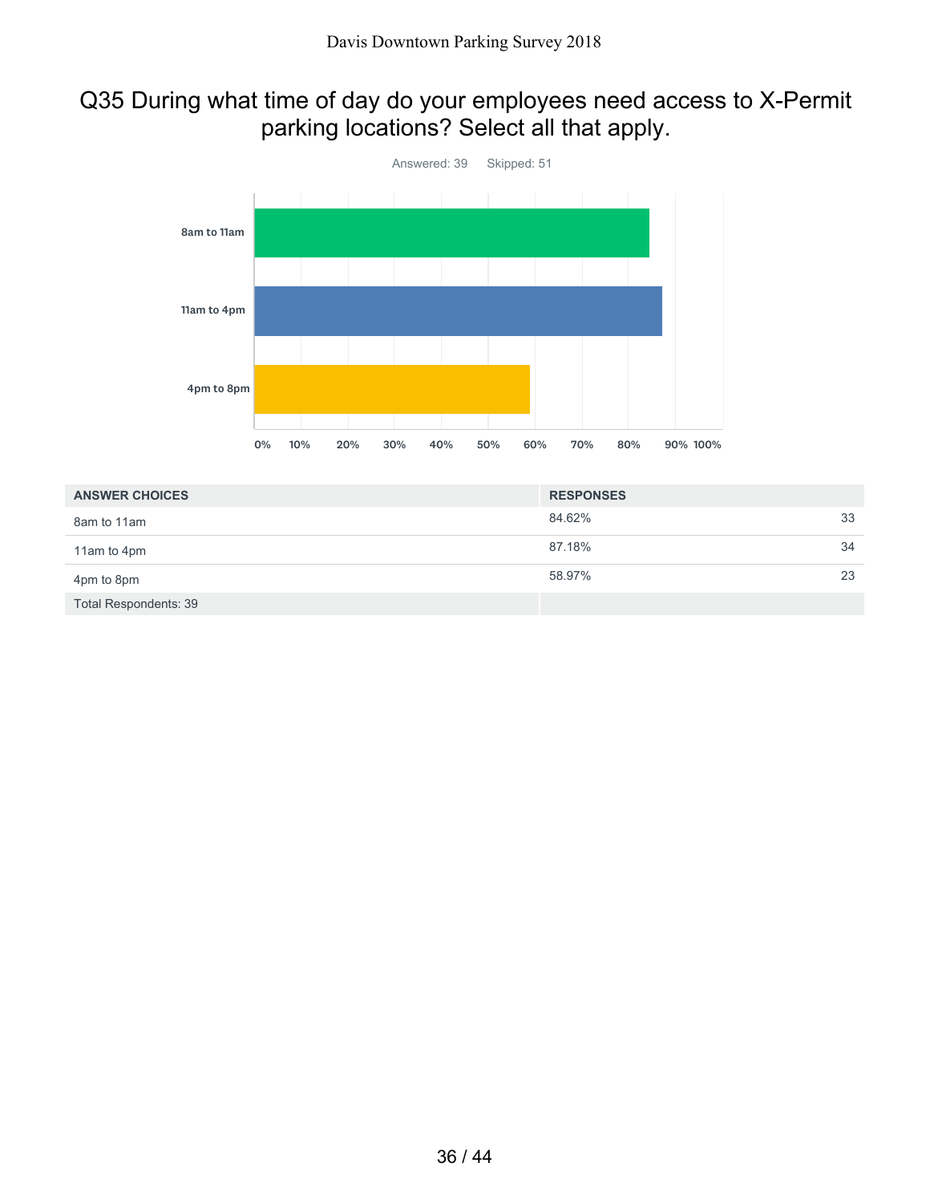## Q35 During what time of day do your employees need access to X-Permit parking locations? Select all that apply.

Answered: 39 Skipped: 51

| ANSWER CHOICES | RESPONSES | |
|---|---|---|
| 8am to 11am | 84.62% | 33 |
| 11am to 4pm | 87.18% | 34 |
| 4pm to 8pm | 58.97% | 23 |
| Total Respondents: 39 | | |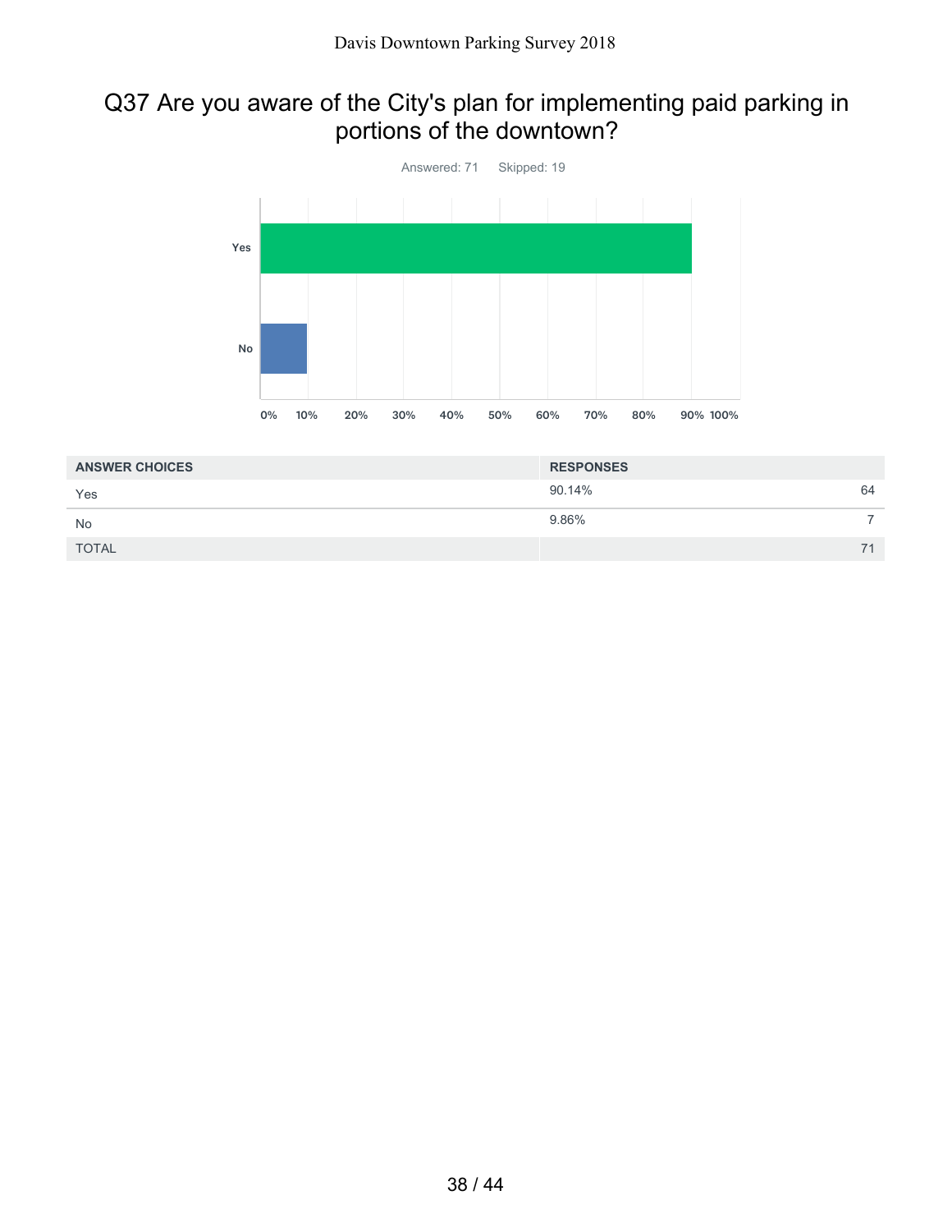## Q37 Are you aware of the City's plan for implementing paid parking in portions of the downtown?

Answered: 71 Skipped: 19

| ANSWER CHOICES | RESPONSES | |
|---|---|---|
| Yes | 90.14% | 64 |
| No | 9.86% | 7 |
| TOTAL | | 71 |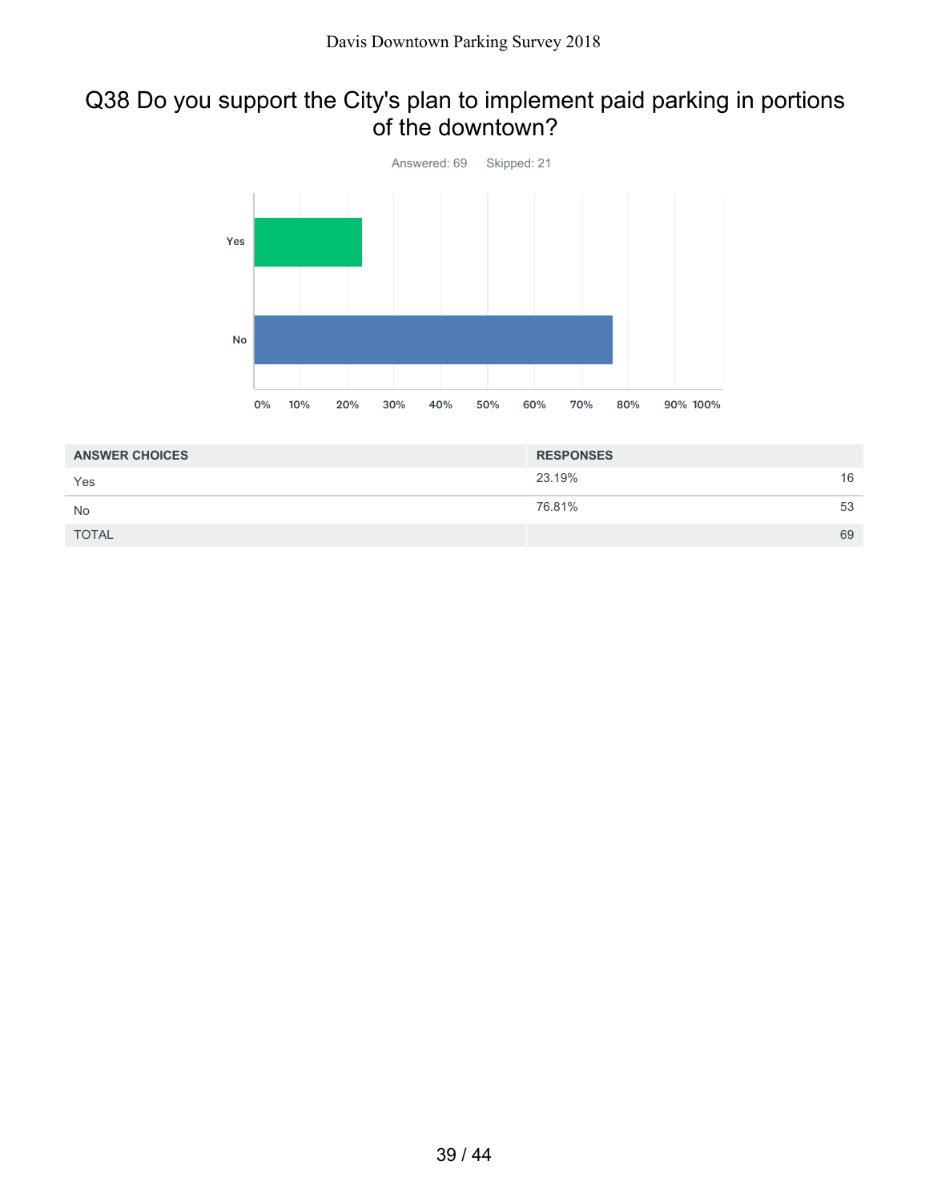## Q38 Do you support the City's plan to implement paid parking in portions of the downtown?

Answered: 69 Skipped: 21

| ANSWER CHOICES | RESPONSES | |
|---|---|---|
| Yes | 23.19% | 16 |
| No | 76.81% | 53 |
| TOTAL | | 69 |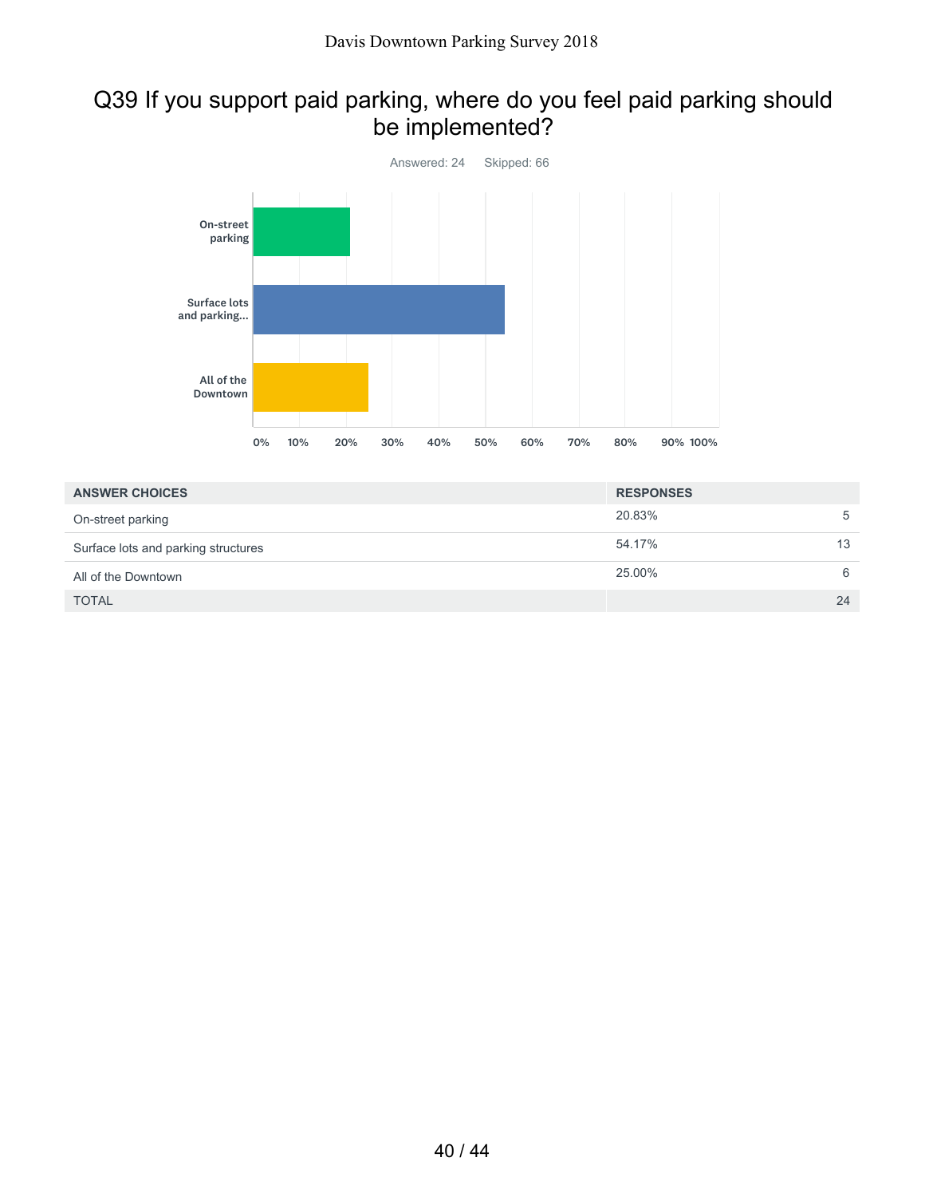## Q39 If you support paid parking, where do you feel paid parking should be implemented?

Answered: 24 Skipped: 66

| ANSWER CHOICES | RESPONSES | |
|---|---|---|
| On-street parking | 20.83% | 5 |
| Surface lots and parking structures | 54.17% | 13 |
| All of the Downtown | 25.00% | 6 |
| TOTAL | | 24 |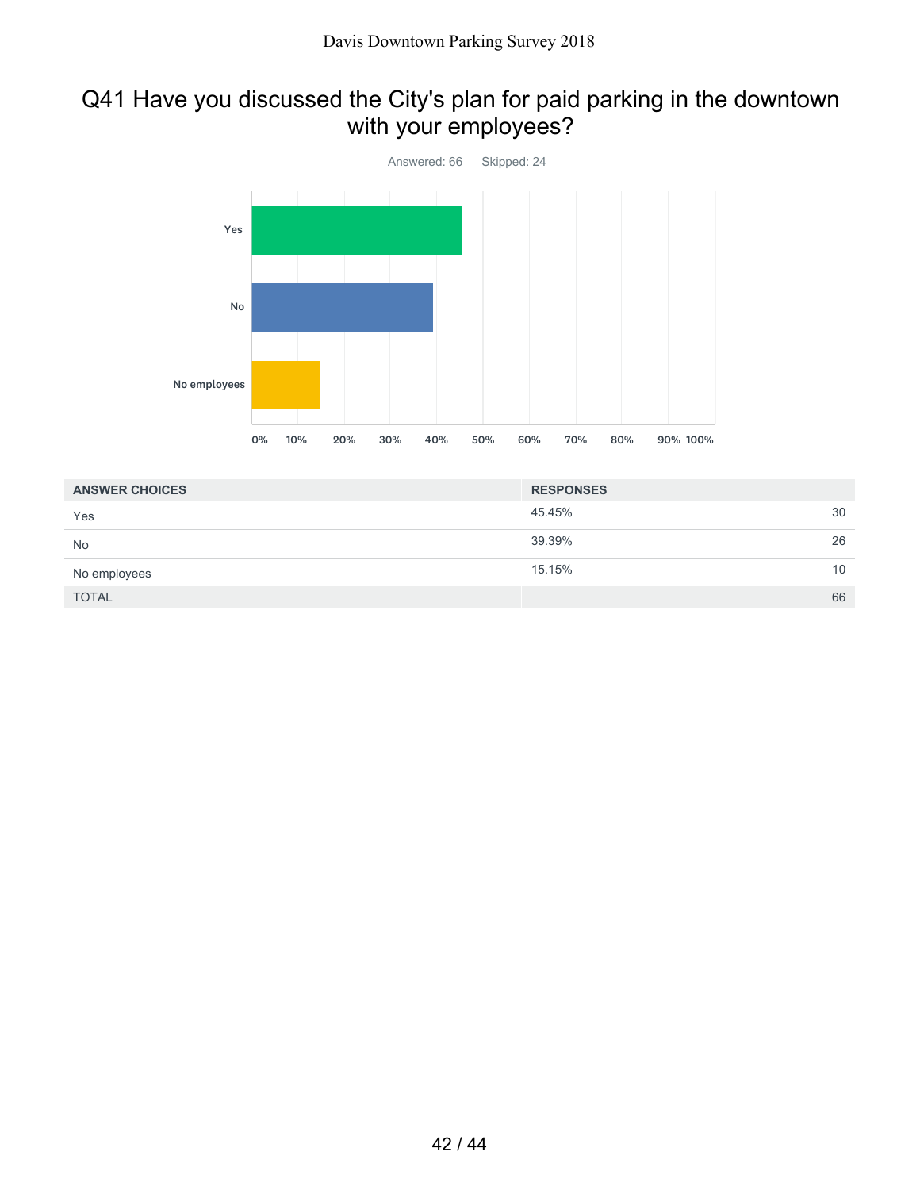# Q41 Have you discussed the City's plan for paid parking in the downtown with your employees?

Answered: 66 Skipped: 24

Yes

No

No employees

0% 10% 20% 30% 40% 50% 60% 70% 80% 90% 100%

| ANSWER CHOICES | RESPONSES | |
|---|---|---|
| Yes | 45.45% | 30 |
| No | 39.39% | 26 |
| No employees | 15.15% | 10 |
| TOTAL | | 66 |